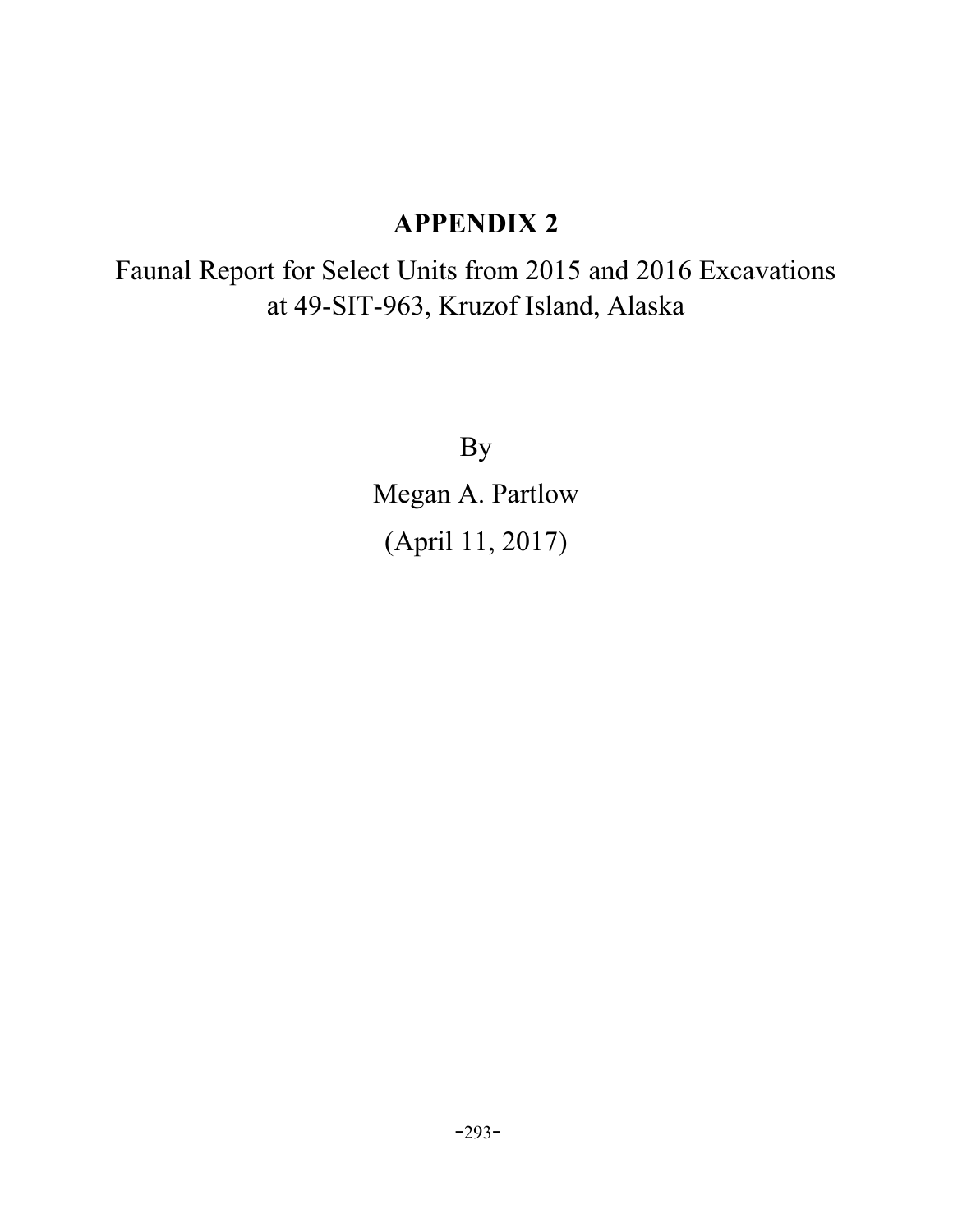# APPENDIX 2

Faunal Report for Select Units from 2015 and 2016 Excavations at 49-SIT-963, Kruzof Island, Alaska

By

Megan A. Partlow

(April 11, 2017)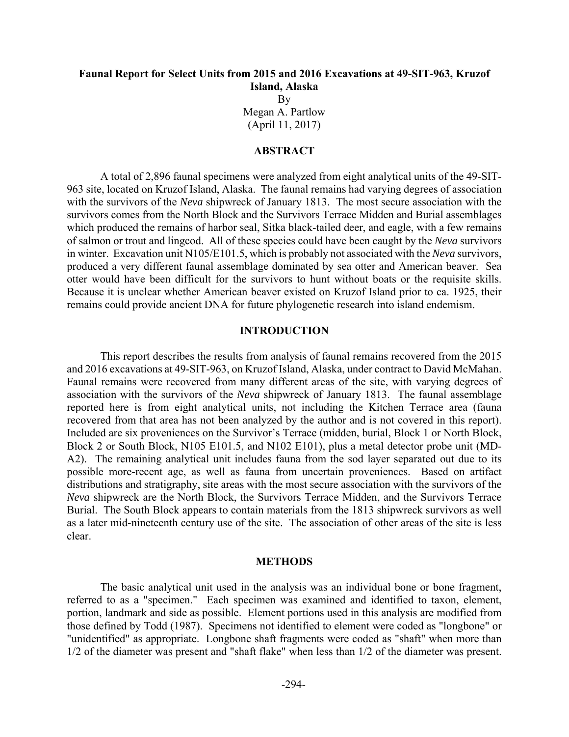# Faunal Report for Select Units from 2015 and 2016 Excavations at 49-SIT-963, Kruzof Island, Alaska

By
Megan A. Partlow
(April 11, 2017)

## ABSTRACT

A total of 2,896 faunal specimens were analyzed from eight analytical units of the 49-SIT-963 site, located on Kruzof Island, Alaska. The faunal remains had varying degrees of association with the survivors of the *Neva* shipwreck of January 1813. The most secure association with the survivors comes from the North Block and the Survivors Terrace Midden and Burial assemblages which produced the remains of harbor seal, Sitka black-tailed deer, and eagle, with a few remains of salmon or trout and lingcod. All of these species could have been caught by the *Neva* survivors in winter. Excavation unit N105/E101.5, which is probably not associated with the *Neva* survivors, produced a very different faunal assemblage dominated by sea otter and American beaver. Sea otter would have been difficult for the survivors to hunt without boats or the requisite skills. Because it is unclear whether American beaver existed on Kruzof Island prior to ca. 1925, their remains could provide ancient DNA for future phylogenetic research into island endemism.

## INTRODUCTION

This report describes the results from analysis of faunal remains recovered from the 2015 and 2016 excavations at 49-SIT-963, on Kruzof Island, Alaska, under contract to David McMahan. Faunal remains were recovered from many different areas of the site, with varying degrees of association with the survivors of the *Neva* shipwreck of January 1813. The faunal assemblage reported here is from eight analytical units, not including the Kitchen Terrace area (fauna recovered from that area has not been analyzed by the author and is not covered in this report). Included are six proveniences on the Survivor's Terrace (midden, burial, Block 1 or North Block, Block 2 or South Block, N105 E101.5, and N102 E101), plus a metal detector probe unit (MD-A2). The remaining analytical unit includes fauna from the sod layer separated out due to its possible more-recent age, as well as fauna from uncertain proveniences. Based on artifact distributions and stratigraphy, site areas with the most secure association with the survivors of the *Neva* shipwreck are the North Block, the Survivors Terrace Midden, and the Survivors Terrace Burial. The South Block appears to contain materials from the 1813 shipwreck survivors as well as a later mid-nineteenth century use of the site. The association of other areas of the site is less clear.

## METHODS

The basic analytical unit used in the analysis was an individual bone or bone fragment, referred to as a "specimen." Each specimen was examined and identified to taxon, element, portion, landmark and side as possible. Element portions used in this analysis are modified from those defined by Todd (1987). Specimens not identified to element were coded as "longbone" or "unidentified" as appropriate. Longbone shaft fragments were coded as "shaft" when more than 1/2 of the diameter was present and "shaft flake" when less than 1/2 of the diameter was present.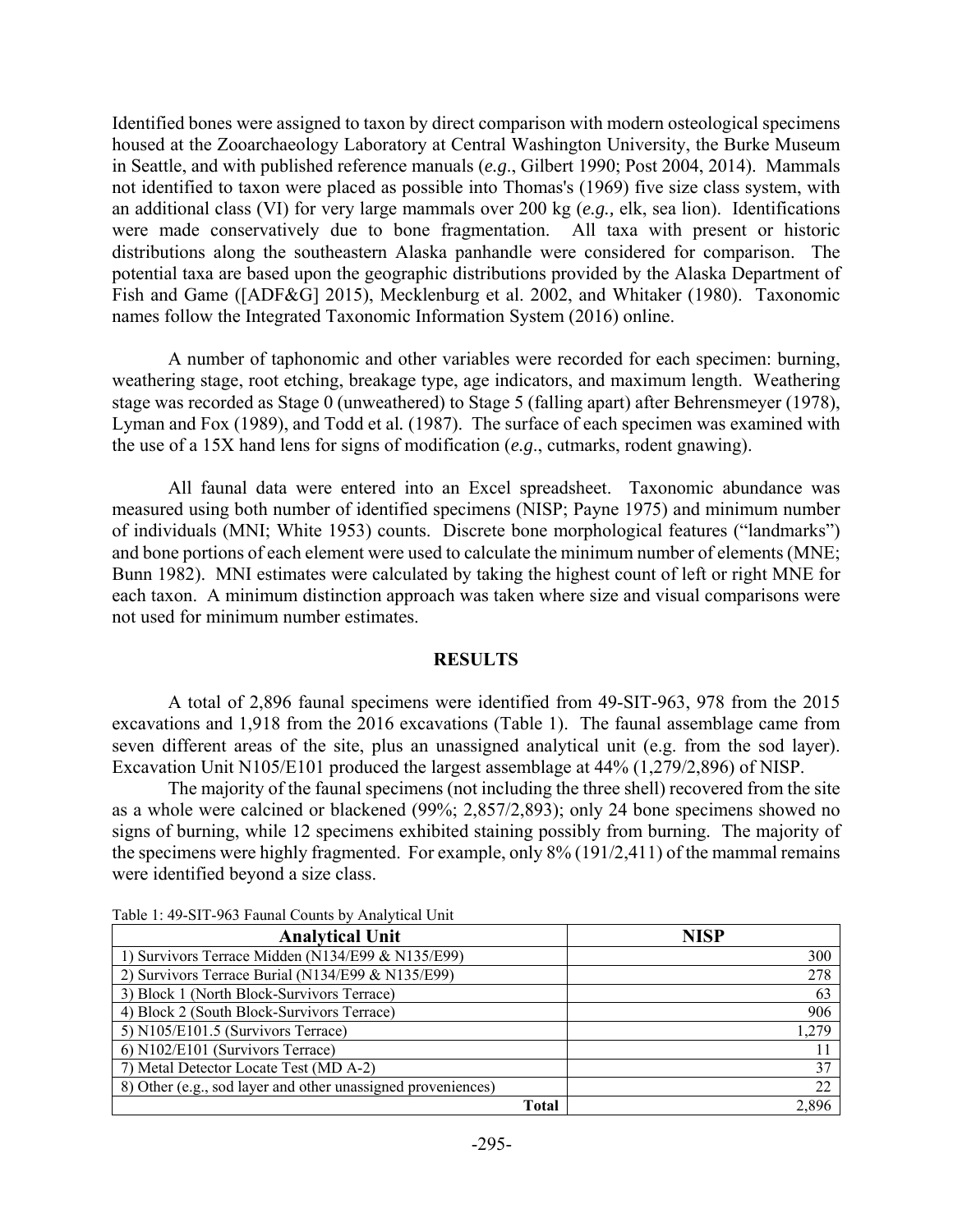Identified bones were assigned to taxon by direct comparison with modern osteological specimens housed at the Zooarchaeology Laboratory at Central Washington University, the Burke Museum in Seattle, and with published reference manuals (*e.g*., Gilbert 1990; Post 2004, 2014). Mammals not identified to taxon were placed as possible into Thomas's (1969) five size class system, with an additional class (VI) for very large mammals over 200 kg (*e.g.,* elk, sea lion). Identifications were made conservatively due to bone fragmentation. All taxa with present or historic distributions along the southeastern Alaska panhandle were considered for comparison. The potential taxa are based upon the geographic distributions provided by the Alaska Department of Fish and Game ([ADF&G] 2015), Mecklenburg et al. 2002, and Whitaker (1980). Taxonomic names follow the Integrated Taxonomic Information System (2016) online.

A number of taphonomic and other variables were recorded for each specimen: burning, weathering stage, root etching, breakage type, age indicators, and maximum length. Weathering stage was recorded as Stage 0 (unweathered) to Stage 5 (falling apart) after Behrensmeyer (1978), Lyman and Fox (1989), and Todd et al*.* (1987). The surface of each specimen was examined with the use of a 15X hand lens for signs of modification (*e.g*., cutmarks, rodent gnawing).

All faunal data were entered into an Excel spreadsheet. Taxonomic abundance was measured using both number of identified specimens (NISP; Payne 1975) and minimum number of individuals (MNI; White 1953) counts. Discrete bone morphological features ("landmarks") and bone portions of each element were used to calculate the minimum number of elements (MNE; Bunn 1982). MNI estimates were calculated by taking the highest count of left or right MNE for each taxon. A minimum distinction approach was taken where size and visual comparisons were not used for minimum number estimates.

## RESULTS

A total of 2,896 faunal specimens were identified from 49-SIT-963, 978 from the 2015 excavations and 1,918 from the 2016 excavations (Table 1). The faunal assemblage came from seven different areas of the site, plus an unassigned analytical unit (e.g. from the sod layer). Excavation Unit N105/E101 produced the largest assemblage at 44% (1,279/2,896) of NISP.

The majority of the faunal specimens (not including the three shell) recovered from the site as a whole were calcined or blackened (99%; 2,857/2,893); only 24 bone specimens showed no signs of burning, while 12 specimens exhibited staining possibly from burning. The majority of the specimens were highly fragmented. For example, only 8% (191/2,411) of the mammal remains were identified beyond a size class.

Table 1: 49-SIT-963 Faunal Counts by Analytical Unit

| Analytical Unit | NISP |
|---|---:|
| 1) Survivors Terrace Midden (N134/E99 & N135/E99) | 300 |
| 2) Survivors Terrace Burial (N134/E99 & N135/E99) | 278 |
| 3) Block 1 (North Block-Survivors Terrace) | 63 |
| 4) Block 2 (South Block-Survivors Terrace) | 906 |
| 5) N105/E101.5 (Survivors Terrace) | 1,279 |
| 6) N102/E101 (Survivors Terrace) | 11 |
| 7) Metal Detector Locate Test (MD A-2) | 37 |
| 8) Other (e.g., sod layer and other unassigned proveniences) | 22 |
| **Total** | 2,896 |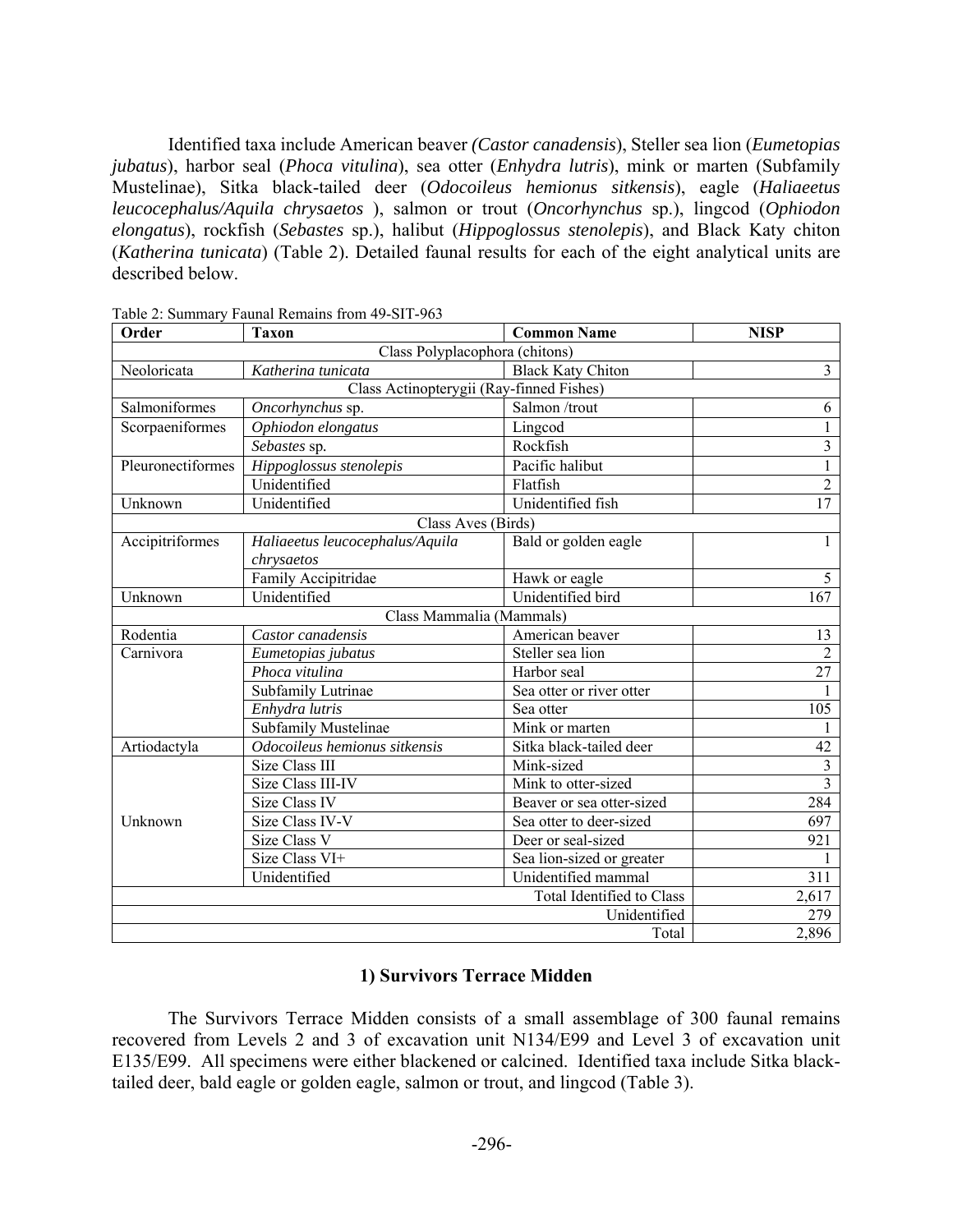Identified taxa include American beaver *(Castor canadensis*), Steller sea lion (*Eumetopias jubatus*), harbor seal (*Phoca vitulina*), sea otter (*Enhydra lutris*), mink or marten (Subfamily Mustelinae), Sitka black-tailed deer (*Odocoileus hemionus sitkensis*), eagle (*Haliaeetus leucocephalus/Aquila chrysaetos* ), salmon or trout (*Oncorhynchus* sp.), lingcod (*Ophiodon elongatus*), rockfish (*Sebastes* sp.), halibut (*Hippoglossus stenolepis*), and Black Katy chiton (*Katherina tunicata*) (Table 2). Detailed faunal results for each of the eight analytical units are described below.

Table 2: Summary Faunal Remains from 49-SIT-963

| Order | Taxon | Common Name | NISP |
|---|---|---|---|
| Class Polyplacophora (chitons) | | | |
| Neoloricata | *Katherina tunicata* | Black Katy Chiton | 3 |
| Class Actinopterygii (Ray-finned Fishes) | | | |
| Salmoniformes | *Oncorhynchus* sp. | Salmon /trout | 6 |
| Scorpaeniformes | *Ophiodon elongatus* | Lingcod | 1 |
| | *Sebastes* sp. | Rockfish | 3 |
| Pleuronectiformes | *Hippoglossus stenolepis* | Pacific halibut | 1 |
| | Unidentified | Flatfish | 2 |
| Unknown | Unidentified | Unidentified fish | 17 |
| Class Aves (Birds) | | | |
| Accipitriformes | *Haliaeetus leucocephalus/Aquila chrysaetos* | Bald or golden eagle | 1 |
| | Family Accipitridae | Hawk or eagle | 5 |
| Unknown | Unidentified | Unidentified bird | 167 |
| Class Mammalia (Mammals) | | | |
| Rodentia | *Castor canadensis* | American beaver | 13 |
| Carnivora | *Eumetopias jubatus* | Steller sea lion | 2 |
| | *Phoca vitulina* | Harbor seal | 27 |
| | Subfamily Lutrinae | Sea otter or river otter | 1 |
| | *Enhydra lutris* | Sea otter | 105 |
| | Subfamily Mustelinae | Mink or marten | 1 |
| Artiodactyla | *Odocoileus hemionus sitkensis* | Sitka black-tailed deer | 42 |
| Unknown | Size Class III | Mink-sized | 3 |
| | Size Class III-IV | Mink to otter-sized | 3 |
| | Size Class IV | Beaver or sea otter-sized | 284 |
| | Size Class IV-V | Sea otter to deer-sized | 697 |
| | Size Class V | Deer or seal-sized | 921 |
| | Size Class VI+ | Sea lion-sized or greater | 1 |
| | Unidentified | Unidentified mammal | 311 |
| | | Total Identified to Class | 2,617 |
| | | Unidentified | 279 |
| | | Total | 2,896 |

### 1) Survivors Terrace Midden

The Survivors Terrace Midden consists of a small assemblage of 300 faunal remains recovered from Levels 2 and 3 of excavation unit N134/E99 and Level 3 of excavation unit E135/E99. All specimens were either blackened or calcined. Identified taxa include Sitka black-tailed deer, bald eagle or golden eagle, salmon or trout, and lingcod (Table 3).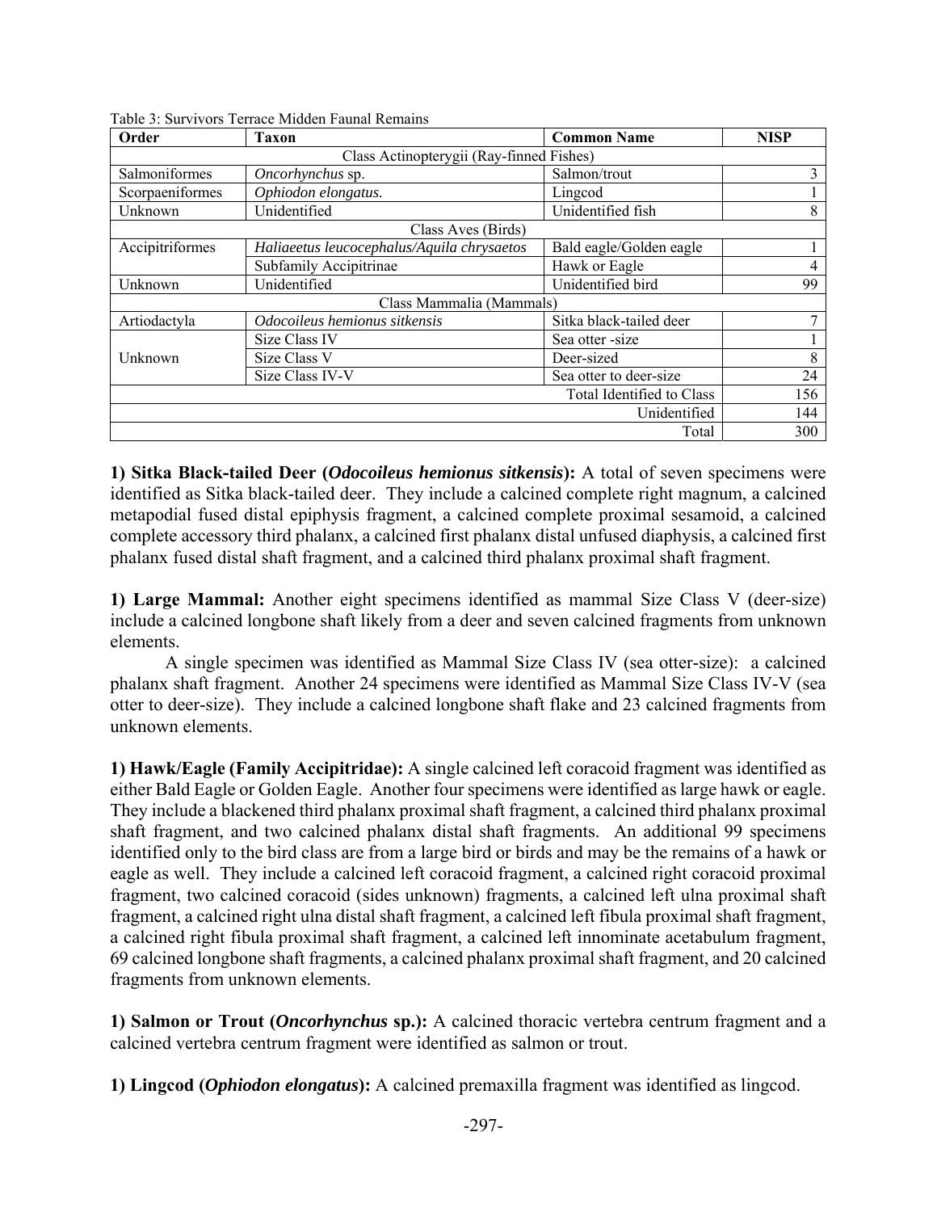Table 3: Survivors Terrace Midden Faunal Remains

| Order | Taxon | Common Name | NISP |
|---|---|---|---|
| Class Actinopterygii (Ray-finned Fishes) | | | |
| Salmoniformes | *Oncorhynchus* sp. | Salmon/trout | 3 |
| Scorpaeniformes | *Ophiodon elongatus.* | Lingcod | 1 |
| Unknown | Unidentified | Unidentified fish | 8 |
| Class Aves (Birds) | | | |
| Accipitriformes | *Haliaeetus leucocephalus/Aquila chrysaetos* | Bald eagle/Golden eagle | 1 |
| | Subfamily Accipitrinae | Hawk or Eagle | 4 |
| Unknown | Unidentified | Unidentified bird | 99 |
| Class Mammalia (Mammals) | | | |
| Artiodactyla | *Odocoileus hemionus sitkensis* | Sitka black-tailed deer | 7 |
| Unknown | Size Class IV | Sea otter -size | 1 |
| | Size Class V | Deer-sized | 8 |
| | Size Class IV-V | Sea otter to deer-size | 24 |
| | | Total Identified to Class | 156 |
| | | Unidentified | 144 |
| | | Total | 300 |

**1) Sitka Black-tailed Deer (*Odocoileus hemionus sitkensis*):** A total of seven specimens were identified as Sitka black-tailed deer. They include a calcined complete right magnum, a calcined metapodial fused distal epiphysis fragment, a calcined complete proximal sesamoid, a calcined complete accessory third phalanx, a calcined first phalanx distal unfused diaphysis, a calcined first phalanx fused distal shaft fragment, and a calcined third phalanx proximal shaft fragment.

**1) Large Mammal:** Another eight specimens identified as mammal Size Class V (deer-size) include a calcined longbone shaft likely from a deer and seven calcined fragments from unknown elements.

A single specimen was identified as Mammal Size Class IV (sea otter-size): a calcined phalanx shaft fragment. Another 24 specimens were identified as Mammal Size Class IV-V (sea otter to deer-size). They include a calcined longbone shaft flake and 23 calcined fragments from unknown elements.

**1) Hawk/Eagle (Family Accipitridae):** A single calcined left coracoid fragment was identified as either Bald Eagle or Golden Eagle. Another four specimens were identified as large hawk or eagle. They include a blackened third phalanx proximal shaft fragment, a calcined third phalanx proximal shaft fragment, and two calcined phalanx distal shaft fragments. An additional 99 specimens identified only to the bird class are from a large bird or birds and may be the remains of a hawk or eagle as well. They include a calcined left coracoid fragment, a calcined right coracoid proximal fragment, two calcined coracoid (sides unknown) fragments, a calcined left ulna proximal shaft fragment, a calcined right ulna distal shaft fragment, a calcined left fibula proximal shaft fragment, a calcined right fibula proximal shaft fragment, a calcined left innominate acetabulum fragment, 69 calcined longbone shaft fragments, a calcined phalanx proximal shaft fragment, and 20 calcined fragments from unknown elements.

**1) Salmon or Trout (*Oncorhynchus* sp.):** A calcined thoracic vertebra centrum fragment and a calcined vertebra centrum fragment were identified as salmon or trout.

**1) Lingcod (*Ophiodon elongatus*):** A calcined premaxilla fragment was identified as lingcod.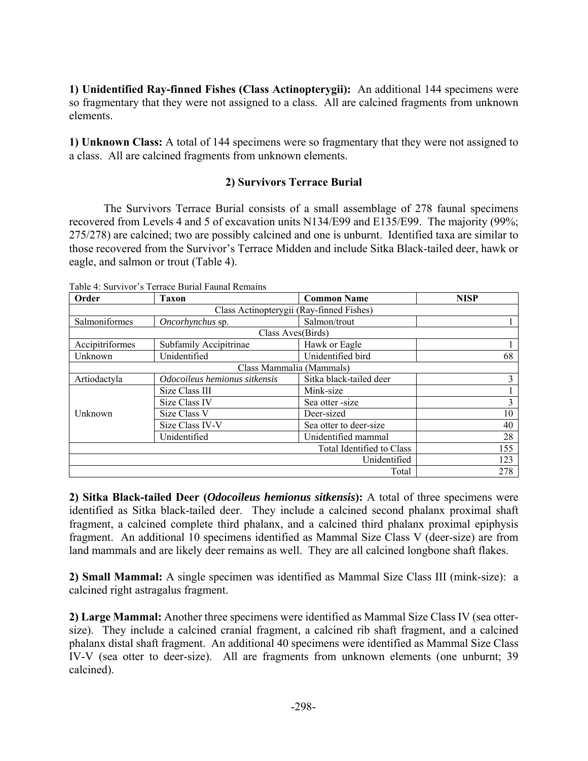**1) Unidentified Ray-finned Fishes (Class Actinopterygii):** An additional 144 specimens were so fragmentary that they were not assigned to a class. All are calcined fragments from unknown elements.

**1) Unknown Class:** A total of 144 specimens were so fragmentary that they were not assigned to a class. All are calcined fragments from unknown elements.

## 2) Survivors Terrace Burial

The Survivors Terrace Burial consists of a small assemblage of 278 faunal specimens recovered from Levels 4 and 5 of excavation units N134/E99 and E135/E99. The majority (99%; 275/278) are calcined; two are possibly calcined and one is unburnt. Identified taxa are similar to those recovered from the Survivor's Terrace Midden and include Sitka Black-tailed deer, hawk or eagle, and salmon or trout (Table 4).

Table 4: Survivor's Terrace Burial Faunal Remains

| Order | Taxon | Common Name | NISP |
|---|---|---|---|
| Class Actinopterygii (Ray-finned Fishes) | | | |
| Salmoniformes | *Oncorhynchus* sp. | Salmon/trout | 1 |
| Class Aves(Birds) | | | |
| Accipitriformes | Subfamily Accipitrinae | Hawk or Eagle | 1 |
| Unknown | Unidentified | Unidentified bird | 68 |
| Class Mammalia (Mammals) | | | |
| Artiodactyla | *Odocoileus hemionus sitkensis* | Sitka black-tailed deer | 3 |
| Unknown | Size Class III | Mink-size | 1 |
| | Size Class IV | Sea otter -size | 3 |
| | Size Class V | Deer-sized | 10 |
| | Size Class IV-V | Sea otter to deer-size | 40 |
| | Unidentified | Unidentified mammal | 28 |
| | | Total Identified to Class | 155 |
| | | Unidentified | 123 |
| | | Total | 278 |

**2) Sitka Black-tailed Deer (*Odocoileus hemionus sitkensis*):** A total of three specimens were identified as Sitka black-tailed deer. They include a calcined second phalanx proximal shaft fragment, a calcined complete third phalanx, and a calcined third phalanx proximal epiphysis fragment. An additional 10 specimens identified as Mammal Size Class V (deer-size) are from land mammals and are likely deer remains as well. They are all calcined longbone shaft flakes.

**2) Small Mammal:** A single specimen was identified as Mammal Size Class III (mink-size): a calcined right astragalus fragment.

**2) Large Mammal:** Another three specimens were identified as Mammal Size Class IV (sea otter-size). They include a calcined cranial fragment, a calcined rib shaft fragment, and a calcined phalanx distal shaft fragment. An additional 40 specimens were identified as Mammal Size Class IV-V (sea otter to deer-size). All are fragments from unknown elements (one unburnt; 39 calcined).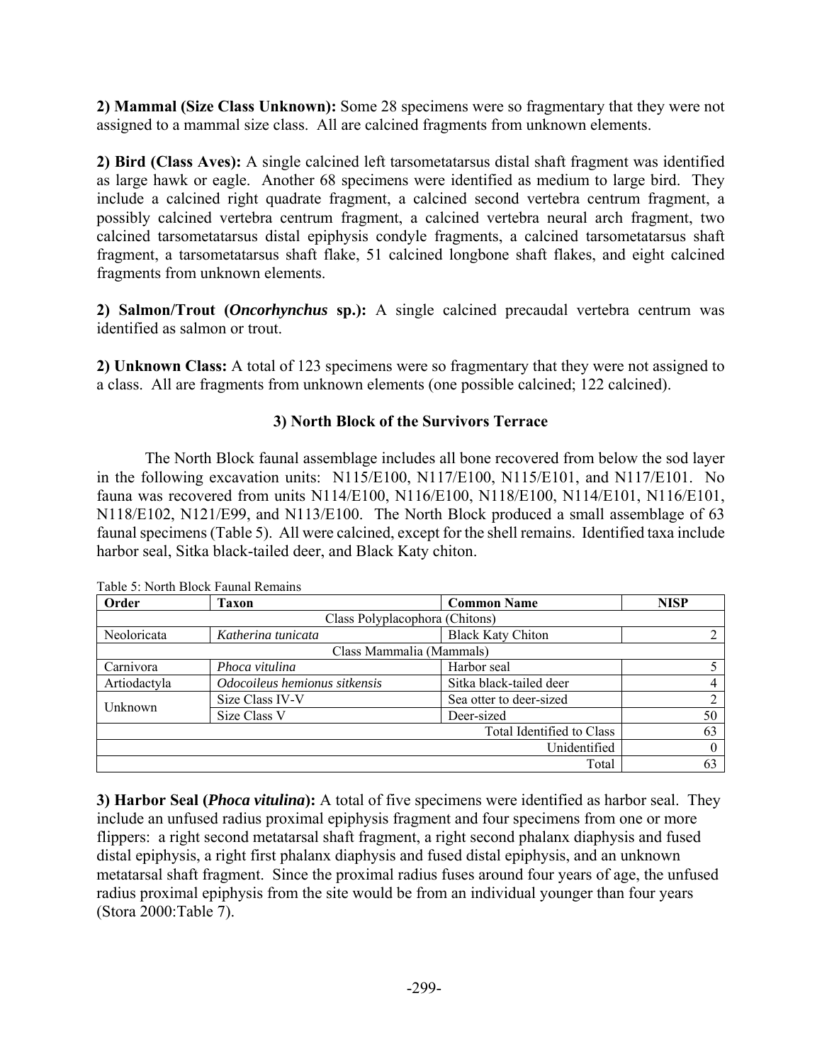**2) Mammal (Size Class Unknown):** Some 28 specimens were so fragmentary that they were not assigned to a mammal size class. All are calcined fragments from unknown elements.

**2) Bird (Class Aves):** A single calcined left tarsometatarsus distal shaft fragment was identified as large hawk or eagle. Another 68 specimens were identified as medium to large bird. They include a calcined right quadrate fragment, a calcined second vertebra centrum fragment, a possibly calcined vertebra centrum fragment, a calcined vertebra neural arch fragment, two calcined tarsometatarsus distal epiphysis condyle fragments, a calcined tarsometatarsus shaft fragment, a tarsometatarsus shaft flake, 51 calcined longbone shaft flakes, and eight calcined fragments from unknown elements.

**2) Salmon/Trout (*Oncorhynchus* sp.):** A single calcined precaudal vertebra centrum was identified as salmon or trout.

**2) Unknown Class:** A total of 123 specimens were so fragmentary that they were not assigned to a class. All are fragments from unknown elements (one possible calcined; 122 calcined).

## 3) North Block of the Survivors Terrace

The North Block faunal assemblage includes all bone recovered from below the sod layer in the following excavation units: N115/E100, N117/E100, N115/E101, and N117/E101. No fauna was recovered from units N114/E100, N116/E100, N118/E100, N114/E101, N116/E101, N118/E102, N121/E99, and N113/E100. The North Block produced a small assemblage of 63 faunal specimens (Table 5). All were calcined, except for the shell remains. Identified taxa include harbor seal, Sitka black-tailed deer, and Black Katy chiton.

Table 5: North Block Faunal Remains

| Order | Taxon | Common Name | NISP |
|---|---|---|---|
| Class Polyplacophora (Chitons) | | | |
| Neoloricata | *Katherina tunicata* | Black Katy Chiton | 2 |
| Class Mammalia (Mammals) | | | |
| Carnivora | *Phoca vitulina* | Harbor seal | 5 |
| Artiodactyla | *Odocoileus hemionus sitkensis* | Sitka black-tailed deer | 4 |
| Unknown | Size Class IV-V | Sea otter to deer-sized | 2 |
| | Size Class V | Deer-sized | 50 |
| | | Total Identified to Class | 63 |
| | | Unidentified | 0 |
| | | Total | 63 |

**3) Harbor Seal (*Phoca vitulina*):** A total of five specimens were identified as harbor seal. They include an unfused radius proximal epiphysis fragment and four specimens from one or more flippers: a right second metatarsal shaft fragment, a right second phalanx diaphysis and fused distal epiphysis, a right first phalanx diaphysis and fused distal epiphysis, and an unknown metatarsal shaft fragment. Since the proximal radius fuses around four years of age, the unfused radius proximal epiphysis from the site would be from an individual younger than four years (Stora 2000:Table 7).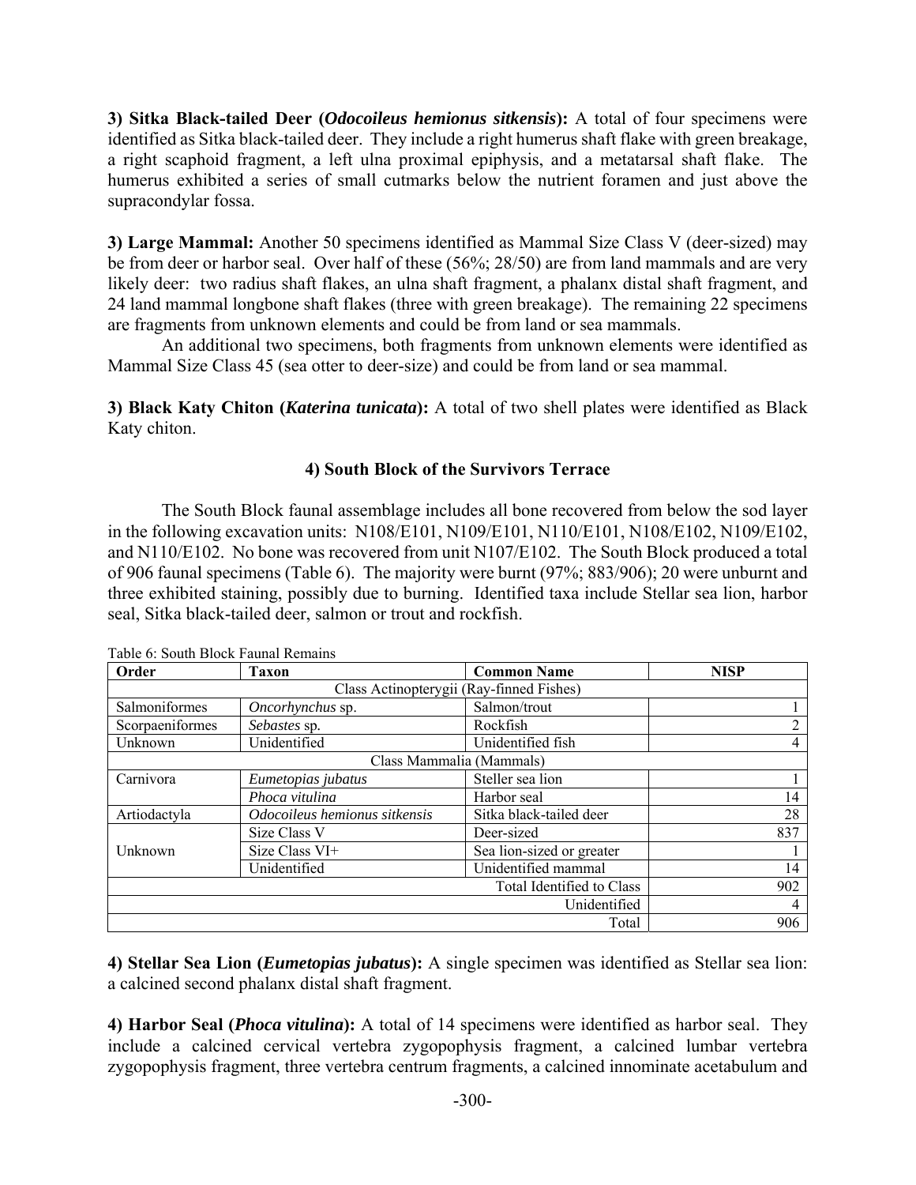**3) Sitka Black-tailed Deer (*Odocoileus hemionus sitkensis*):** A total of four specimens were identified as Sitka black-tailed deer. They include a right humerus shaft flake with green breakage, a right scaphoid fragment, a left ulna proximal epiphysis, and a metatarsal shaft flake. The humerus exhibited a series of small cutmarks below the nutrient foramen and just above the supracondylar fossa.

**3) Large Mammal:** Another 50 specimens identified as Mammal Size Class V (deer-sized) may be from deer or harbor seal. Over half of these (56%; 28/50) are from land mammals and are very likely deer: two radius shaft flakes, an ulna shaft fragment, a phalanx distal shaft fragment, and 24 land mammal longbone shaft flakes (three with green breakage). The remaining 22 specimens are fragments from unknown elements and could be from land or sea mammals.

An additional two specimens, both fragments from unknown elements were identified as Mammal Size Class 45 (sea otter to deer-size) and could be from land or sea mammal.

**3) Black Katy Chiton (*Katerina tunicata*):** A total of two shell plates were identified as Black Katy chiton.

### 4) South Block of the Survivors Terrace

The South Block faunal assemblage includes all bone recovered from below the sod layer in the following excavation units: N108/E101, N109/E101, N110/E101, N108/E102, N109/E102, and N110/E102. No bone was recovered from unit N107/E102. The South Block produced a total of 906 faunal specimens (Table 6). The majority were burnt (97%; 883/906); 20 were unburnt and three exhibited staining, possibly due to burning. Identified taxa include Stellar sea lion, harbor seal, Sitka black-tailed deer, salmon or trout and rockfish.

Table 6: South Block Faunal Remains

| Order | Taxon | Common Name | NISP |
|---|---|---|---|
| Class Actinopterygii (Ray-finned Fishes) | | | |
| Salmoniformes | *Oncorhynchus* sp. | Salmon/trout | 1 |
| Scorpaeniformes | *Sebastes* sp. | Rockfish | 2 |
| Unknown | Unidentified | Unidentified fish | 4 |
| Class Mammalia (Mammals) | | | |
| Carnivora | *Eumetopias jubatus* | Steller sea lion | 1 |
| | *Phoca vitulina* | Harbor seal | 14 |
| Artiodactyla | *Odocoileus hemionus sitkensis* | Sitka black-tailed deer | 28 |
| Unknown | Size Class V | Deer-sized | 837 |
| | Size Class VI+ | Sea lion-sized or greater | 1 |
| | Unidentified | Unidentified mammal | 14 |
| | | Total Identified to Class | 902 |
| | | Unidentified | 4 |
| | | Total | 906 |

**4) Stellar Sea Lion (*Eumetopias jubatus*):** A single specimen was identified as Stellar sea lion: a calcined second phalanx distal shaft fragment.

**4) Harbor Seal (*Phoca vitulina*):** A total of 14 specimens were identified as harbor seal. They include a calcined cervical vertebra zygopophysis fragment, a calcined lumbar vertebra zygopophysis fragment, three vertebra centrum fragments, a calcined innominate acetabulum and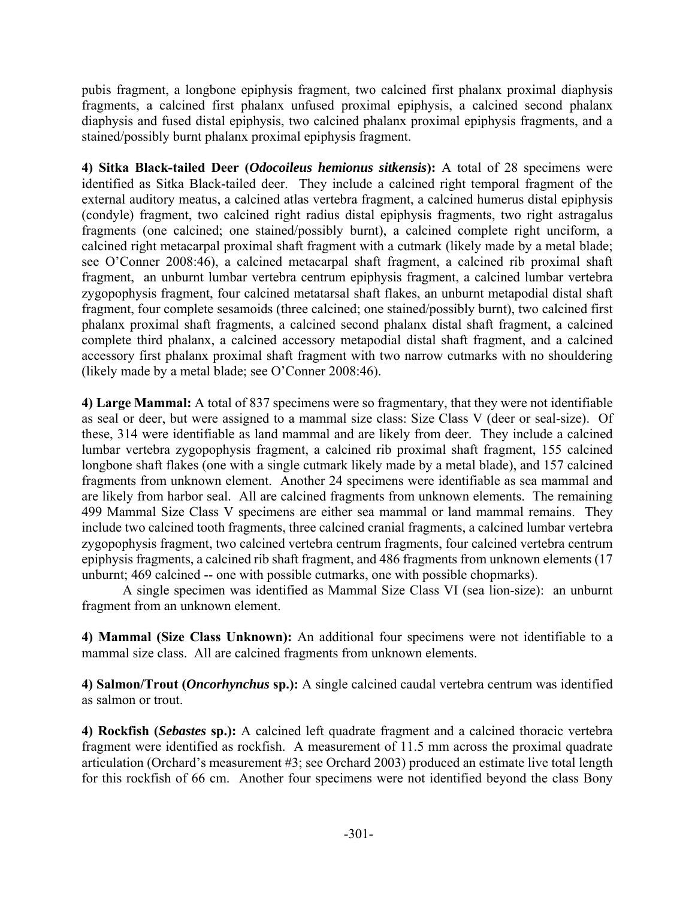pubis fragment, a longbone epiphysis fragment, two calcined first phalanx proximal diaphysis fragments, a calcined first phalanx unfused proximal epiphysis, a calcined second phalanx diaphysis and fused distal epiphysis, two calcined phalanx proximal epiphysis fragments, and a stained/possibly burnt phalanx proximal epiphysis fragment.

**4) Sitka Black-tailed Deer (*Odocoileus hemionus sitkensis*):** A total of 28 specimens were identified as Sitka Black-tailed deer. They include a calcined right temporal fragment of the external auditory meatus, a calcined atlas vertebra fragment, a calcined humerus distal epiphysis (condyle) fragment, two calcined right radius distal epiphysis fragments, two right astragalus fragments (one calcined; one stained/possibly burnt), a calcined complete right unciform, a calcined right metacarpal proximal shaft fragment with a cutmark (likely made by a metal blade; see O'Conner 2008:46), a calcined metacarpal shaft fragment, a calcined rib proximal shaft fragment, an unburnt lumbar vertebra centrum epiphysis fragment, a calcined lumbar vertebra zygopophysis fragment, four calcined metatarsal shaft flakes, an unburnt metapodial distal shaft fragment, four complete sesamoids (three calcined; one stained/possibly burnt), two calcined first phalanx proximal shaft fragments, a calcined second phalanx distal shaft fragment, a calcined complete third phalanx, a calcined accessory metapodial distal shaft fragment, and a calcined accessory first phalanx proximal shaft fragment with two narrow cutmarks with no shouldering (likely made by a metal blade; see O'Conner 2008:46).

**4) Large Mammal:** A total of 837 specimens were so fragmentary, that they were not identifiable as seal or deer, but were assigned to a mammal size class: Size Class V (deer or seal-size). Of these, 314 were identifiable as land mammal and are likely from deer. They include a calcined lumbar vertebra zygopophysis fragment, a calcined rib proximal shaft fragment, 155 calcined longbone shaft flakes (one with a single cutmark likely made by a metal blade), and 157 calcined fragments from unknown element. Another 24 specimens were identifiable as sea mammal and are likely from harbor seal. All are calcined fragments from unknown elements. The remaining 499 Mammal Size Class V specimens are either sea mammal or land mammal remains. They include two calcined tooth fragments, three calcined cranial fragments, a calcined lumbar vertebra zygopophysis fragment, two calcined vertebra centrum fragments, four calcined vertebra centrum epiphysis fragments, a calcined rib shaft fragment, and 486 fragments from unknown elements (17 unburnt; 469 calcined -- one with possible cutmarks, one with possible chopmarks).

A single specimen was identified as Mammal Size Class VI (sea lion-size): an unburnt fragment from an unknown element.

**4) Mammal (Size Class Unknown):** An additional four specimens were not identifiable to a mammal size class. All are calcined fragments from unknown elements.

**4) Salmon/Trout (*Oncorhynchus* sp.):** A single calcined caudal vertebra centrum was identified as salmon or trout.

**4) Rockfish (*Sebastes* sp.):** A calcined left quadrate fragment and a calcined thoracic vertebra fragment were identified as rockfish. A measurement of 11.5 mm across the proximal quadrate articulation (Orchard's measurement #3; see Orchard 2003) produced an estimate live total length for this rockfish of 66 cm. Another four specimens were not identified beyond the class Bony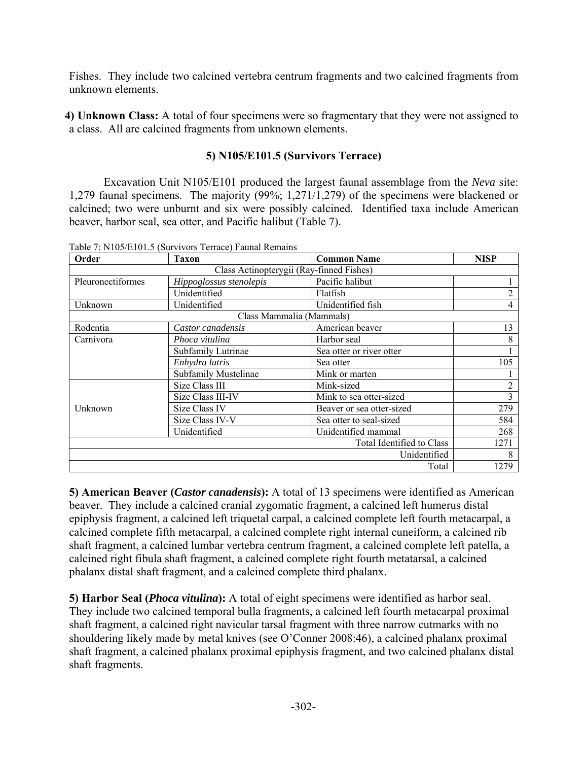Fishes. They include two calcined vertebra centrum fragments and two calcined fragments from unknown elements.

**4) Unknown Class:** A total of four specimens were so fragmentary that they were not assigned to a class. All are calcined fragments from unknown elements.

### 5) N105/E101.5 (Survivors Terrace)

Excavation Unit N105/E101 produced the largest faunal assemblage from the *Neva* site: 1,279 faunal specimens. The majority (99%; 1,271/1,279) of the specimens were blackened or calcined; two were unburnt and six were possibly calcined. Identified taxa include American beaver, harbor seal, sea otter, and Pacific halibut (Table 7).

Table 7: N105/E101.5 (Survivors Terrace) Faunal Remains

| Order | Taxon | Common Name | NISP |
|---|---|---|---|
| Class Actinopterygii (Ray-finned Fishes) | | | |
| Pleuronectiformes | *Hippoglossus stenolepis* | Pacific halibut | 1 |
| | Unidentified | Flatfish | 2 |
| Unknown | Unidentified | Unidentified fish | 4 |
| Class Mammalia (Mammals) | | | |
| Rodentia | *Castor canadensis* | American beaver | 13 |
| Carnivora | *Phoca vitulina* | Harbor seal | 8 |
| | Subfamily Lutrinae | Sea otter or river otter | 1 |
| | *Enhydra lutris* | Sea otter | 105 |
| | Subfamily Mustelinae | Mink or marten | 1 |
| Unknown | Size Class III | Mink-sized | 2 |
| | Size Class III-IV | Mink to sea otter-sized | 3 |
| | Size Class IV | Beaver or sea otter-sized | 279 |
| | Size Class IV-V | Sea otter to seal-sized | 584 |
| | Unidentified | Unidentified mammal | 268 |
| | | Total Identified to Class | 1271 |
| | | Unidentified | 8 |
| | | Total | 1279 |

**5) American Beaver (*Castor canadensis*):** A total of 13 specimens were identified as American beaver. They include a calcined cranial zygomatic fragment, a calcined left humerus distal epiphysis fragment, a calcined left triquetal carpal, a calcined complete left fourth metacarpal, a calcined complete fifth metacarpal, a calcined complete right internal cuneiform, a calcined rib shaft fragment, a calcined lumbar vertebra centrum fragment, a calcined complete left patella, a calcined right fibula shaft fragment, a calcined complete right fourth metatarsal, a calcined phalanx distal shaft fragment, and a calcined complete third phalanx.

**5) Harbor Seal (*Phoca vitulina*):** A total of eight specimens were identified as harbor seal. They include two calcined temporal bulla fragments, a calcined left fourth metacarpal proximal shaft fragment, a calcined right navicular tarsal fragment with three narrow cutmarks with no shouldering likely made by metal knives (see O'Conner 2008:46), a calcined phalanx proximal shaft fragment, a calcined phalanx proximal epiphysis fragment, and two calcined phalanx distal shaft fragments.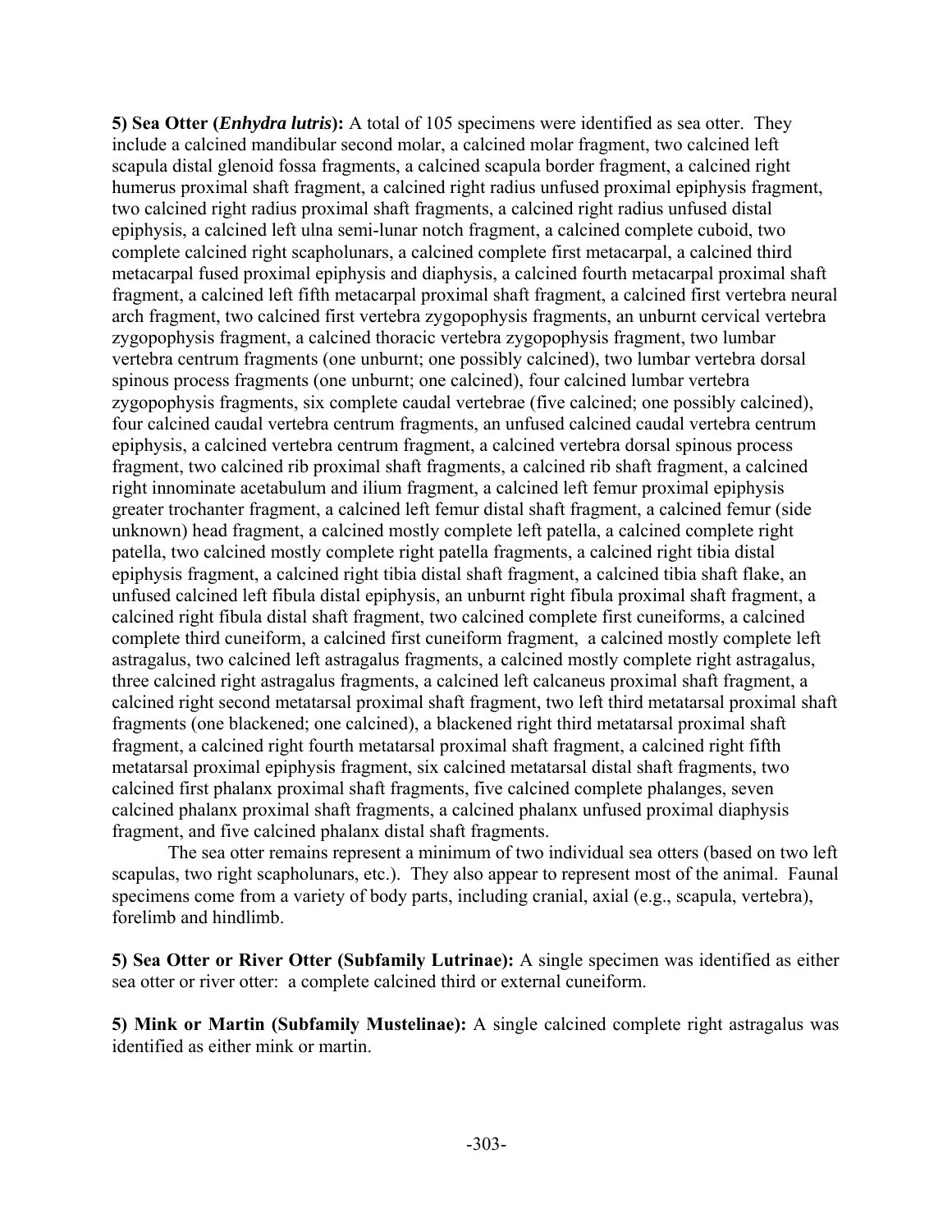**5) Sea Otter (*Enhydra lutris*):** A total of 105 specimens were identified as sea otter. They include a calcined mandibular second molar, a calcined molar fragment, two calcined left scapula distal glenoid fossa fragments, a calcined scapula border fragment, a calcined right humerus proximal shaft fragment, a calcined right radius unfused proximal epiphysis fragment, two calcined right radius proximal shaft fragments, a calcined right radius unfused distal epiphysis, a calcined left ulna semi-lunar notch fragment, a calcined complete cuboid, two complete calcined right scapholunars, a calcined complete first metacarpal, a calcined third metacarpal fused proximal epiphysis and diaphysis, a calcined fourth metacarpal proximal shaft fragment, a calcined left fifth metacarpal proximal shaft fragment, a calcined first vertebra neural arch fragment, two calcined first vertebra zygopophysis fragments, an unburnt cervical vertebra zygopophysis fragment, a calcined thoracic vertebra zygopophysis fragment, two lumbar vertebra centrum fragments (one unburnt; one possibly calcined), two lumbar vertebra dorsal spinous process fragments (one unburnt; one calcined), four calcined lumbar vertebra zygopophysis fragments, six complete caudal vertebrae (five calcined; one possibly calcined), four calcined caudal vertebra centrum fragments, an unfused calcined caudal vertebra centrum epiphysis, a calcined vertebra centrum fragment, a calcined vertebra dorsal spinous process fragment, two calcined rib proximal shaft fragments, a calcined rib shaft fragment, a calcined right innominate acetabulum and ilium fragment, a calcined left femur proximal epiphysis greater trochanter fragment, a calcined left femur distal shaft fragment, a calcined femur (side unknown) head fragment, a calcined mostly complete left patella, a calcined complete right patella, two calcined mostly complete right patella fragments, a calcined right tibia distal epiphysis fragment, a calcined right tibia distal shaft fragment, a calcined tibia shaft flake, an unfused calcined left fibula distal epiphysis, an unburnt right fibula proximal shaft fragment, a calcined right fibula distal shaft fragment, two calcined complete first cuneiforms, a calcined complete third cuneiform, a calcined first cuneiform fragment, a calcined mostly complete left astragalus, two calcined left astragalus fragments, a calcined mostly complete right astragalus, three calcined right astragalus fragments, a calcined left calcaneus proximal shaft fragment, a calcined right second metatarsal proximal shaft fragment, two left third metatarsal proximal shaft fragments (one blackened; one calcined), a blackened right third metatarsal proximal shaft fragment, a calcined right fourth metatarsal proximal shaft fragment, a calcined right fifth metatarsal proximal epiphysis fragment, six calcined metatarsal distal shaft fragments, two calcined first phalanx proximal shaft fragments, five calcined complete phalanges, seven calcined phalanx proximal shaft fragments, a calcined phalanx unfused proximal diaphysis fragment, and five calcined phalanx distal shaft fragments.

The sea otter remains represent a minimum of two individual sea otters (based on two left scapulas, two right scapholunars, etc.). They also appear to represent most of the animal. Faunal specimens come from a variety of body parts, including cranial, axial (e.g., scapula, vertebra), forelimb and hindlimb.

**5) Sea Otter or River Otter (Subfamily Lutrinae):** A single specimen was identified as either sea otter or river otter: a complete calcined third or external cuneiform.

**5) Mink or Martin (Subfamily Mustelinae):** A single calcined complete right astragalus was identified as either mink or martin.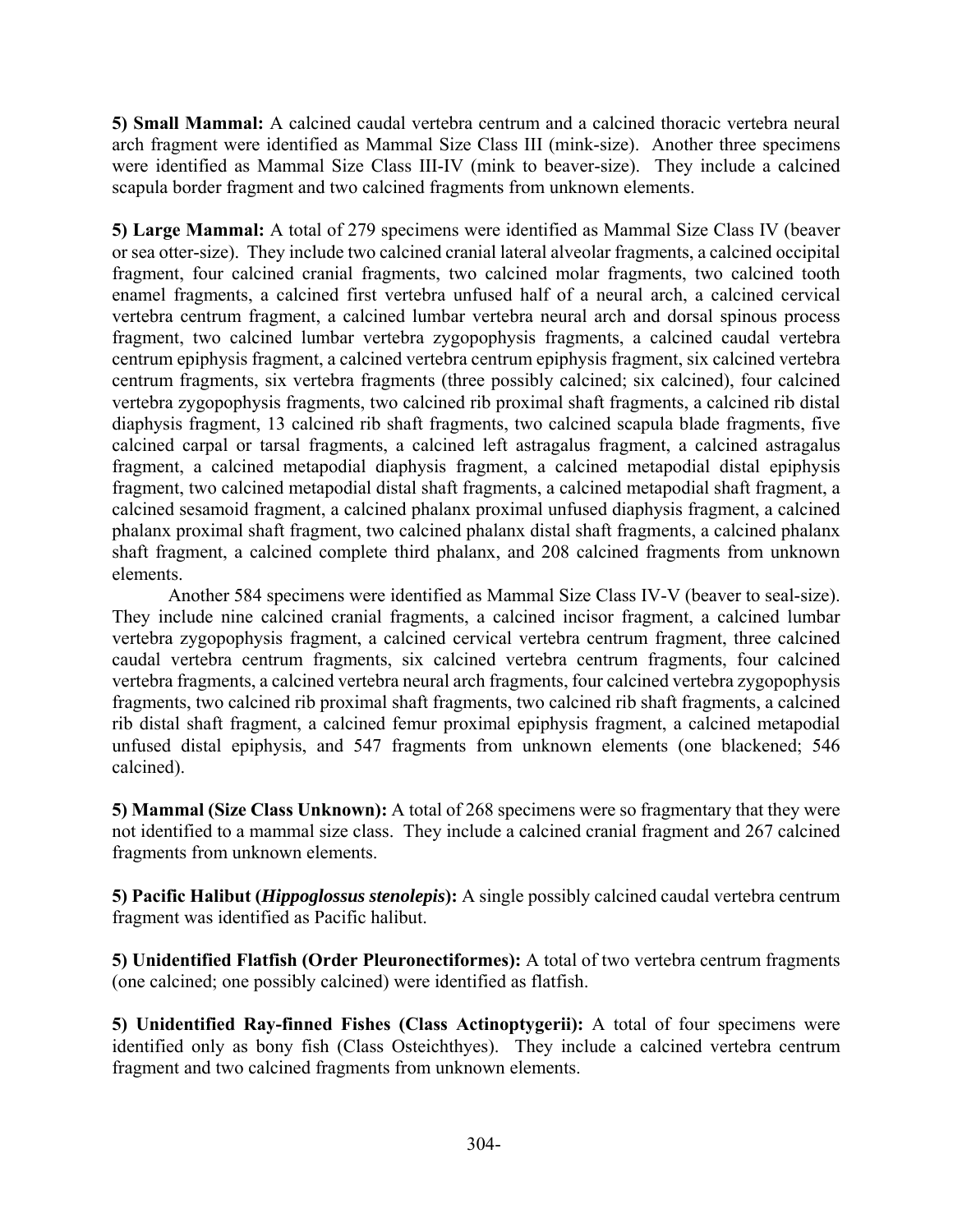**5) Small Mammal:** A calcined caudal vertebra centrum and a calcined thoracic vertebra neural arch fragment were identified as Mammal Size Class III (mink-size). Another three specimens were identified as Mammal Size Class III-IV (mink to beaver-size). They include a calcined scapula border fragment and two calcined fragments from unknown elements.

**5) Large Mammal:** A total of 279 specimens were identified as Mammal Size Class IV (beaver or sea otter-size). They include two calcined cranial lateral alveolar fragments, a calcined occipital fragment, four calcined cranial fragments, two calcined molar fragments, two calcined tooth enamel fragments, a calcined first vertebra unfused half of a neural arch, a calcined cervical vertebra centrum fragment, a calcined lumbar vertebra neural arch and dorsal spinous process fragment, two calcined lumbar vertebra zygopophysis fragments, a calcined caudal vertebra centrum epiphysis fragment, a calcined vertebra centrum epiphysis fragment, six calcined vertebra centrum fragments, six vertebra fragments (three possibly calcined; six calcined), four calcined vertebra zygopophysis fragments, two calcined rib proximal shaft fragments, a calcined rib distal diaphysis fragment, 13 calcined rib shaft fragments, two calcined scapula blade fragments, five calcined carpal or tarsal fragments, a calcined left astragalus fragment, a calcined astragalus fragment, a calcined metapodial diaphysis fragment, a calcined metapodial distal epiphysis fragment, two calcined metapodial distal shaft fragments, a calcined metapodial shaft fragment, a calcined sesamoid fragment, a calcined phalanx proximal unfused diaphysis fragment, a calcined phalanx proximal shaft fragment, two calcined phalanx distal shaft fragments, a calcined phalanx shaft fragment, a calcined complete third phalanx, and 208 calcined fragments from unknown elements.

Another 584 specimens were identified as Mammal Size Class IV-V (beaver to seal-size). They include nine calcined cranial fragments, a calcined incisor fragment, a calcined lumbar vertebra zygopophysis fragment, a calcined cervical vertebra centrum fragment, three calcined caudal vertebra centrum fragments, six calcined vertebra centrum fragments, four calcined vertebra fragments, a calcined vertebra neural arch fragments, four calcined vertebra zygopophysis fragments, two calcined rib proximal shaft fragments, two calcined rib shaft fragments, a calcined rib distal shaft fragment, a calcined femur proximal epiphysis fragment, a calcined metapodial unfused distal epiphysis, and 547 fragments from unknown elements (one blackened; 546 calcined).

**5) Mammal (Size Class Unknown):** A total of 268 specimens were so fragmentary that they were not identified to a mammal size class. They include a calcined cranial fragment and 267 calcined fragments from unknown elements.

**5) Pacific Halibut (*Hippoglossus stenolepis*):** A single possibly calcined caudal vertebra centrum fragment was identified as Pacific halibut.

**5) Unidentified Flatfish (Order Pleuronectiformes):** A total of two vertebra centrum fragments (one calcined; one possibly calcined) were identified as flatfish.

**5) Unidentified Ray-finned Fishes (Class Actinoptygerii):** A total of four specimens were identified only as bony fish (Class Osteichthyes). They include a calcined vertebra centrum fragment and two calcined fragments from unknown elements.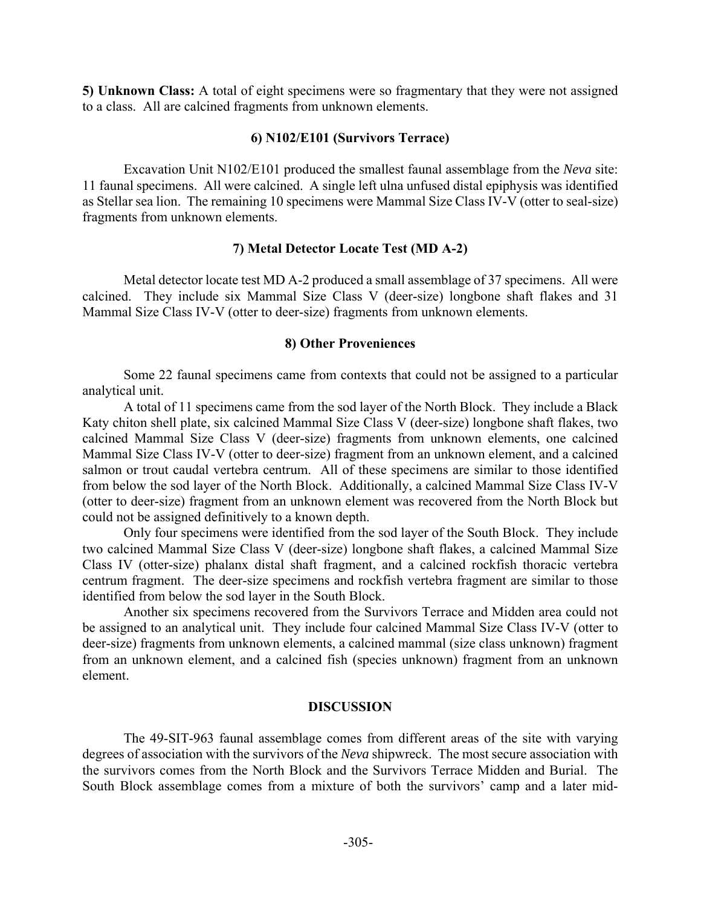**5) Unknown Class:** A total of eight specimens were so fragmentary that they were not assigned to a class. All are calcined fragments from unknown elements.

### 6) N102/E101 (Survivors Terrace)

Excavation Unit N102/E101 produced the smallest faunal assemblage from the *Neva* site: 11 faunal specimens. All were calcined. A single left ulna unfused distal epiphysis was identified as Stellar sea lion. The remaining 10 specimens were Mammal Size Class IV-V (otter to seal-size) fragments from unknown elements.

### 7) Metal Detector Locate Test (MD A-2)

Metal detector locate test MD A-2 produced a small assemblage of 37 specimens. All were calcined. They include six Mammal Size Class V (deer-size) longbone shaft flakes and 31 Mammal Size Class IV-V (otter to deer-size) fragments from unknown elements.

### 8) Other Proveniences

Some 22 faunal specimens came from contexts that could not be assigned to a particular analytical unit.

A total of 11 specimens came from the sod layer of the North Block. They include a Black Katy chiton shell plate, six calcined Mammal Size Class V (deer-size) longbone shaft flakes, two calcined Mammal Size Class V (deer-size) fragments from unknown elements, one calcined Mammal Size Class IV-V (otter to deer-size) fragment from an unknown element, and a calcined salmon or trout caudal vertebra centrum. All of these specimens are similar to those identified from below the sod layer of the North Block. Additionally, a calcined Mammal Size Class IV-V (otter to deer-size) fragment from an unknown element was recovered from the North Block but could not be assigned definitively to a known depth.

Only four specimens were identified from the sod layer of the South Block. They include two calcined Mammal Size Class V (deer-size) longbone shaft flakes, a calcined Mammal Size Class IV (otter-size) phalanx distal shaft fragment, and a calcined rockfish thoracic vertebra centrum fragment. The deer-size specimens and rockfish vertebra fragment are similar to those identified from below the sod layer in the South Block.

Another six specimens recovered from the Survivors Terrace and Midden area could not be assigned to an analytical unit. They include four calcined Mammal Size Class IV-V (otter to deer-size) fragments from unknown elements, a calcined mammal (size class unknown) fragment from an unknown element, and a calcined fish (species unknown) fragment from an unknown element.

## DISCUSSION

The 49-SIT-963 faunal assemblage comes from different areas of the site with varying degrees of association with the survivors of the *Neva* shipwreck. The most secure association with the survivors comes from the North Block and the Survivors Terrace Midden and Burial. The South Block assemblage comes from a mixture of both the survivors' camp and a later mid-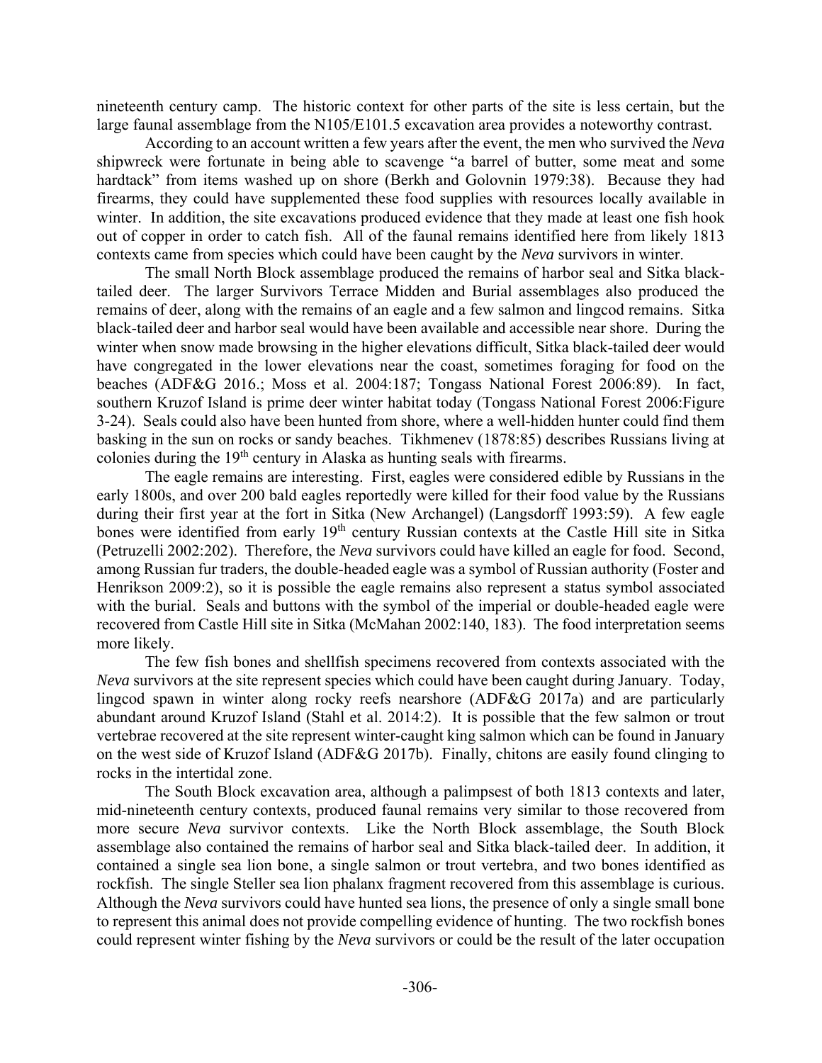nineteenth century camp. The historic context for other parts of the site is less certain, but the large faunal assemblage from the N105/E101.5 excavation area provides a noteworthy contrast.

According to an account written a few years after the event, the men who survived the *Neva* shipwreck were fortunate in being able to scavenge "a barrel of butter, some meat and some hardtack" from items washed up on shore (Berkh and Golovnin 1979:38). Because they had firearms, they could have supplemented these food supplies with resources locally available in winter. In addition, the site excavations produced evidence that they made at least one fish hook out of copper in order to catch fish. All of the faunal remains identified here from likely 1813 contexts came from species which could have been caught by the *Neva* survivors in winter.

The small North Block assemblage produced the remains of harbor seal and Sitka black-tailed deer. The larger Survivors Terrace Midden and Burial assemblages also produced the remains of deer, along with the remains of an eagle and a few salmon and lingcod remains. Sitka black-tailed deer and harbor seal would have been available and accessible near shore. During the winter when snow made browsing in the higher elevations difficult, Sitka black-tailed deer would have congregated in the lower elevations near the coast, sometimes foraging for food on the beaches (ADF&G 2016.; Moss et al. 2004:187; Tongass National Forest 2006:89). In fact, southern Kruzof Island is prime deer winter habitat today (Tongass National Forest 2006:Figure 3-24). Seals could also have been hunted from shore, where a well-hidden hunter could find them basking in the sun on rocks or sandy beaches. Tikhmenev (1878:85) describes Russians living at colonies during the 19th century in Alaska as hunting seals with firearms.

The eagle remains are interesting. First, eagles were considered edible by Russians in the early 1800s, and over 200 bald eagles reportedly were killed for their food value by the Russians during their first year at the fort in Sitka (New Archangel) (Langsdorff 1993:59). A few eagle bones were identified from early 19th century Russian contexts at the Castle Hill site in Sitka (Petruzelli 2002:202). Therefore, the *Neva* survivors could have killed an eagle for food. Second, among Russian fur traders, the double-headed eagle was a symbol of Russian authority (Foster and Henrikson 2009:2), so it is possible the eagle remains also represent a status symbol associated with the burial. Seals and buttons with the symbol of the imperial or double-headed eagle were recovered from Castle Hill site in Sitka (McMahan 2002:140, 183). The food interpretation seems more likely.

The few fish bones and shellfish specimens recovered from contexts associated with the *Neva* survivors at the site represent species which could have been caught during January. Today, lingcod spawn in winter along rocky reefs nearshore (ADF&G 2017a) and are particularly abundant around Kruzof Island (Stahl et al. 2014:2). It is possible that the few salmon or trout vertebrae recovered at the site represent winter-caught king salmon which can be found in January on the west side of Kruzof Island (ADF&G 2017b). Finally, chitons are easily found clinging to rocks in the intertidal zone.

The South Block excavation area, although a palimpsest of both 1813 contexts and later, mid-nineteenth century contexts, produced faunal remains very similar to those recovered from more secure *Neva* survivor contexts. Like the North Block assemblage, the South Block assemblage also contained the remains of harbor seal and Sitka black-tailed deer. In addition, it contained a single sea lion bone, a single salmon or trout vertebra, and two bones identified as rockfish. The single Steller sea lion phalanx fragment recovered from this assemblage is curious. Although the *Neva* survivors could have hunted sea lions, the presence of only a single small bone to represent this animal does not provide compelling evidence of hunting. The two rockfish bones could represent winter fishing by the *Neva* survivors or could be the result of the later occupation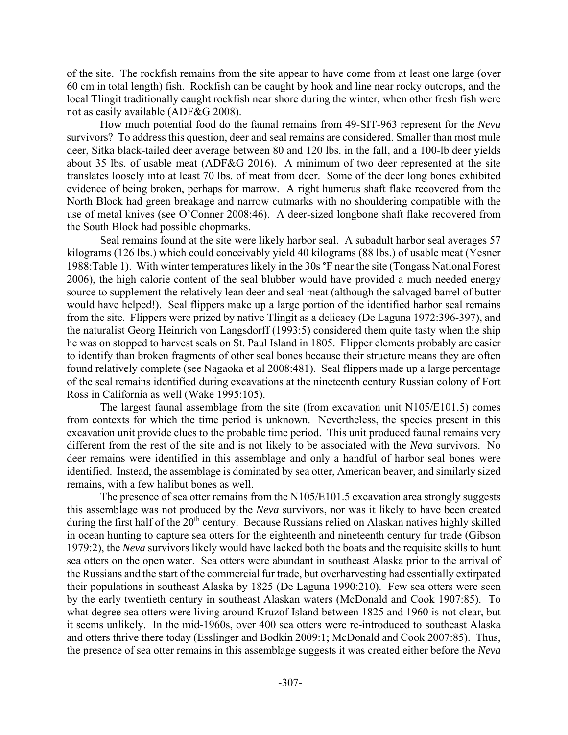of the site. The rockfish remains from the site appear to have come from at least one large (over 60 cm in total length) fish. Rockfish can be caught by hook and line near rocky outcrops, and the local Tlingit traditionally caught rockfish near shore during the winter, when other fresh fish were not as easily available (ADF&G 2008).

How much potential food do the faunal remains from 49-SIT-963 represent for the *Neva* survivors? To address this question, deer and seal remains are considered. Smaller than most mule deer, Sitka black-tailed deer average between 80 and 120 lbs. in the fall, and a 100-lb deer yields about 35 lbs. of usable meat (ADF&G 2016). A minimum of two deer represented at the site translates loosely into at least 70 lbs. of meat from deer. Some of the deer long bones exhibited evidence of being broken, perhaps for marrow. A right humerus shaft flake recovered from the North Block had green breakage and narrow cutmarks with no shouldering compatible with the use of metal knives (see O'Conner 2008:46). A deer-sized longbone shaft flake recovered from the South Block had possible chopmarks.

Seal remains found at the site were likely harbor seal. A subadult harbor seal averages 57 kilograms (126 lbs.) which could conceivably yield 40 kilograms (88 lbs.) of usable meat (Yesner 1988:Table 1). With winter temperatures likely in the 30s °F near the site (Tongass National Forest 2006), the high calorie content of the seal blubber would have provided a much needed energy source to supplement the relatively lean deer and seal meat (although the salvaged barrel of butter would have helped!). Seal flippers make up a large portion of the identified harbor seal remains from the site. Flippers were prized by native Tlingit as a delicacy (De Laguna 1972:396-397), and the naturalist Georg Heinrich von Langsdorff (1993:5) considered them quite tasty when the ship he was on stopped to harvest seals on St. Paul Island in 1805. Flipper elements probably are easier to identify than broken fragments of other seal bones because their structure means they are often found relatively complete (see Nagaoka et al 2008:481). Seal flippers made up a large percentage of the seal remains identified during excavations at the nineteenth century Russian colony of Fort Ross in California as well (Wake 1995:105).

The largest faunal assemblage from the site (from excavation unit N105/E101.5) comes from contexts for which the time period is unknown. Nevertheless, the species present in this excavation unit provide clues to the probable time period. This unit produced faunal remains very different from the rest of the site and is not likely to be associated with the *Neva* survivors. No deer remains were identified in this assemblage and only a handful of harbor seal bones were identified. Instead, the assemblage is dominated by sea otter, American beaver, and similarly sized remains, with a few halibut bones as well.

The presence of sea otter remains from the N105/E101.5 excavation area strongly suggests this assemblage was not produced by the *Neva* survivors, nor was it likely to have been created during the first half of the 20th century. Because Russians relied on Alaskan natives highly skilled in ocean hunting to capture sea otters for the eighteenth and nineteenth century fur trade (Gibson 1979:2), the *Neva* survivors likely would have lacked both the boats and the requisite skills to hunt sea otters on the open water. Sea otters were abundant in southeast Alaska prior to the arrival of the Russians and the start of the commercial fur trade, but overharvesting had essentially extirpated their populations in southeast Alaska by 1825 (De Laguna 1990:210). Few sea otters were seen by the early twentieth century in southeast Alaskan waters (McDonald and Cook 1907:85). To what degree sea otters were living around Kruzof Island between 1825 and 1960 is not clear, but it seems unlikely. In the mid-1960s, over 400 sea otters were re-introduced to southeast Alaska and otters thrive there today (Esslinger and Bodkin 2009:1; McDonald and Cook 2007:85). Thus, the presence of sea otter remains in this assemblage suggests it was created either before the *Neva*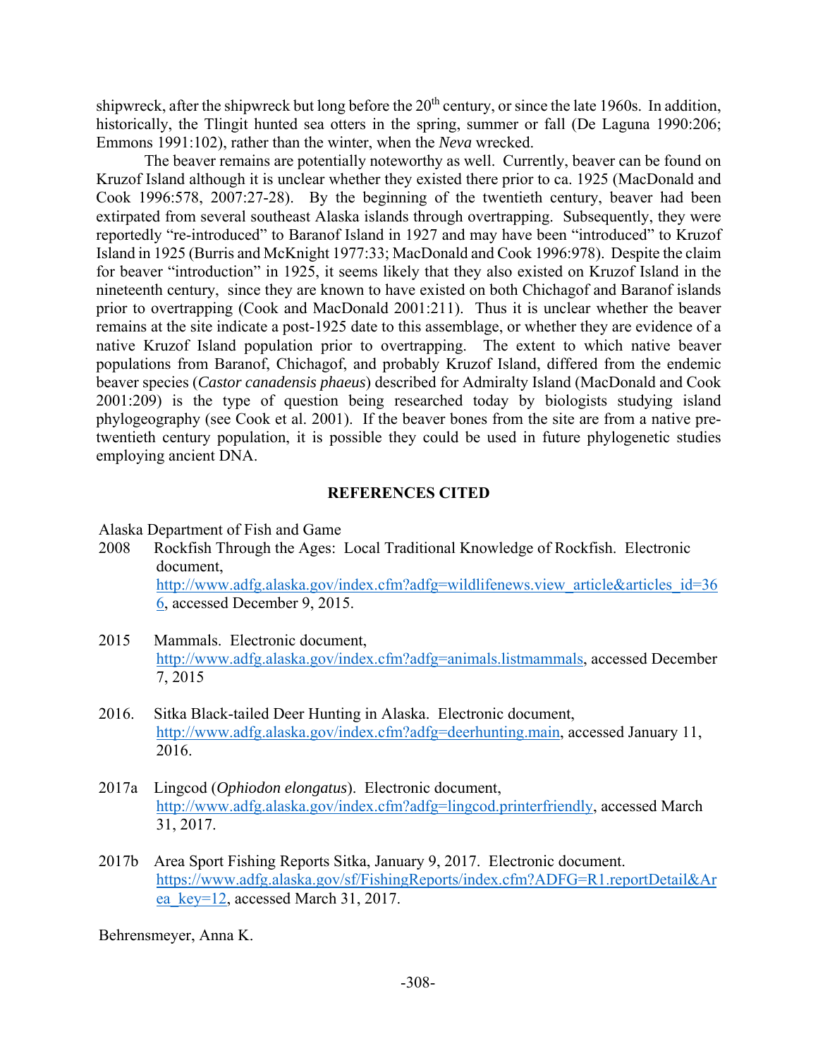shipwreck, after the shipwreck but long before the 20th century, or since the late 1960s. In addition, historically, the Tlingit hunted sea otters in the spring, summer or fall (De Laguna 1990:206; Emmons 1991:102), rather than the winter, when the *Neva* wrecked.

The beaver remains are potentially noteworthy as well. Currently, beaver can be found on Kruzof Island although it is unclear whether they existed there prior to ca. 1925 (MacDonald and Cook 1996:578, 2007:27-28). By the beginning of the twentieth century, beaver had been extirpated from several southeast Alaska islands through overtrapping. Subsequently, they were reportedly "re-introduced" to Baranof Island in 1927 and may have been "introduced" to Kruzof Island in 1925 (Burris and McKnight 1977:33; MacDonald and Cook 1996:978). Despite the claim for beaver "introduction" in 1925, it seems likely that they also existed on Kruzof Island in the nineteenth century, since they are known to have existed on both Chichagof and Baranof islands prior to overtrapping (Cook and MacDonald 2001:211). Thus it is unclear whether the beaver remains at the site indicate a post-1925 date to this assemblage, or whether they are evidence of a native Kruzof Island population prior to overtrapping. The extent to which native beaver populations from Baranof, Chichagof, and probably Kruzof Island, differed from the endemic beaver species (*Castor canadensis phaeus*) described for Admiralty Island (MacDonald and Cook 2001:209) is the type of question being researched today by biologists studying island phylogeography (see Cook et al. 2001). If the beaver bones from the site are from a native pre-twentieth century population, it is possible they could be used in future phylogenetic studies employing ancient DNA.

## REFERENCES CITED

Alaska Department of Fish and Game

2008 Rockfish Through the Ages: Local Traditional Knowledge of Rockfish. Electronic document, http://www.adfg.alaska.gov/index.cfm?adfg=wildlifenews.view_article&articles_id=366, accessed December 9, 2015.

2015 Mammals. Electronic document, http://www.adfg.alaska.gov/index.cfm?adfg=animals.listmammals, accessed December 7, 2015

2016. Sitka Black-tailed Deer Hunting in Alaska. Electronic document, http://www.adfg.alaska.gov/index.cfm?adfg=deerhunting.main, accessed January 11, 2016.

2017a Lingcod (*Ophiodon elongatus*). Electronic document, http://www.adfg.alaska.gov/index.cfm?adfg=lingcod.printerfriendly, accessed March 31, 2017.

2017b Area Sport Fishing Reports Sitka, January 9, 2017. Electronic document. https://www.adfg.alaska.gov/sf/FishingReports/index.cfm?ADFG=R1.reportDetail&Area_key=12, accessed March 31, 2017.

Behrensmeyer, Anna K.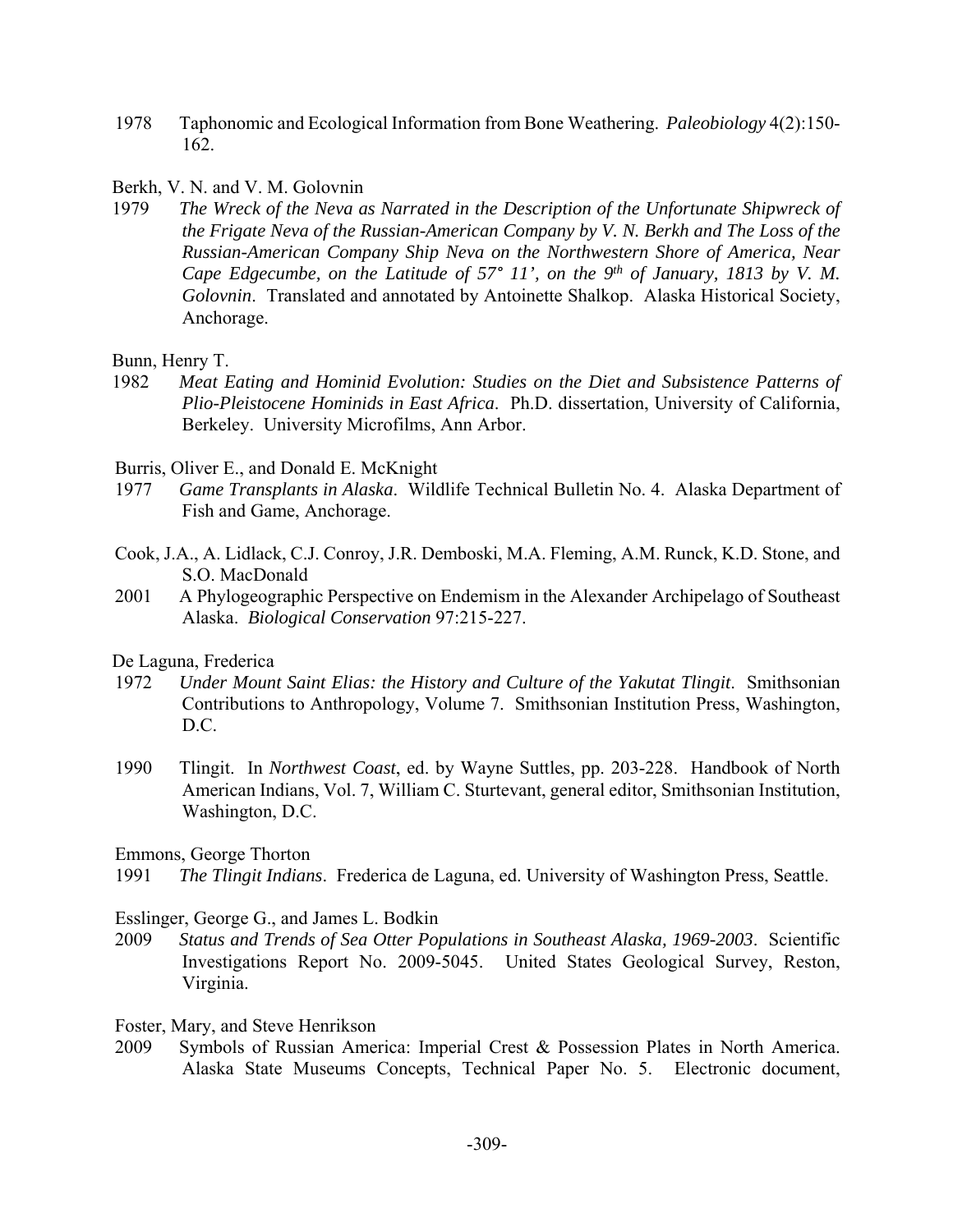1978 Taphonomic and Ecological Information from Bone Weathering. *Paleobiology* 4(2):150-162.

Berkh, V. N. and V. M. Golovnin

1979 *The Wreck of the Neva as Narrated in the Description of the Unfortunate Shipwreck of the Frigate Neva of the Russian-American Company by V. N. Berkh and The Loss of the Russian-American Company Ship Neva on the Northwestern Shore of America, Near Cape Edgecumbe, on the Latitude of 57° 11', on the 9th of January, 1813 by V. M. Golovnin*. Translated and annotated by Antoinette Shalkop. Alaska Historical Society, Anchorage.

Bunn, Henry T.

1982 *Meat Eating and Hominid Evolution: Studies on the Diet and Subsistence Patterns of Plio-Pleistocene Hominids in East Africa*. Ph.D. dissertation, University of California, Berkeley. University Microfilms, Ann Arbor.

Burris, Oliver E., and Donald E. McKnight

1977 *Game Transplants in Alaska*. Wildlife Technical Bulletin No. 4. Alaska Department of Fish and Game, Anchorage.

Cook, J.A., A. Lidlack, C.J. Conroy, J.R. Demboski, M.A. Fleming, A.M. Runck, K.D. Stone, and S.O. MacDonald

2001 A Phylogeographic Perspective on Endemism in the Alexander Archipelago of Southeast Alaska. *Biological Conservation* 97:215-227.

De Laguna, Frederica

1972 *Under Mount Saint Elias: the History and Culture of the Yakutat Tlingit*. Smithsonian Contributions to Anthropology, Volume 7. Smithsonian Institution Press, Washington, D.C.

1990 Tlingit. In *Northwest Coast*, ed. by Wayne Suttles, pp. 203-228. Handbook of North American Indians, Vol. 7, William C. Sturtevant, general editor, Smithsonian Institution, Washington, D.C.

Emmons, George Thorton

1991 *The Tlingit Indians*. Frederica de Laguna, ed. University of Washington Press, Seattle.

Esslinger, George G., and James L. Bodkin

2009 *Status and Trends of Sea Otter Populations in Southeast Alaska, 1969-2003*. Scientific Investigations Report No. 2009-5045. United States Geological Survey, Reston, Virginia.

Foster, Mary, and Steve Henrikson

2009 Symbols of Russian America: Imperial Crest & Possession Plates in North America. Alaska State Museums Concepts, Technical Paper No. 5. Electronic document,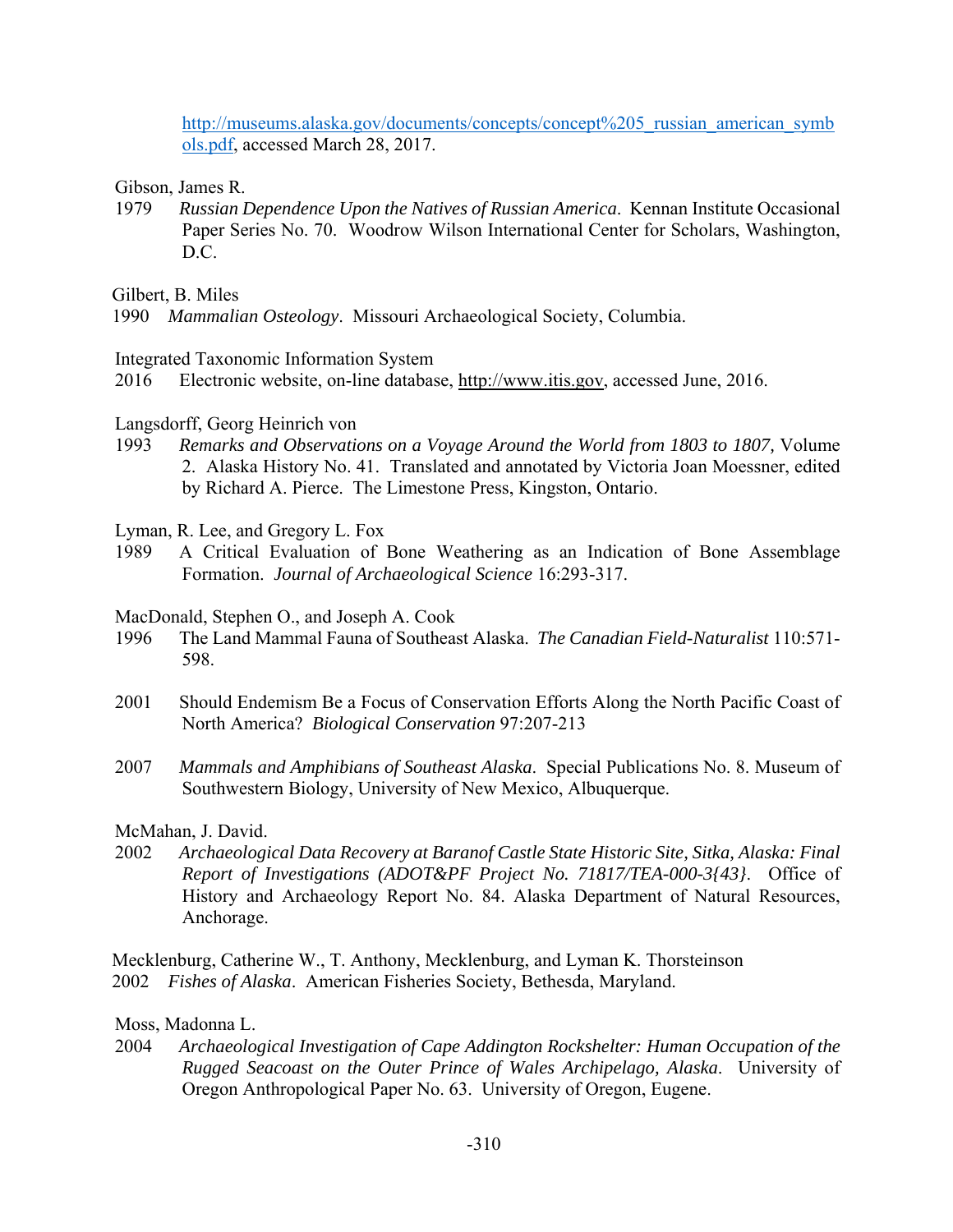http://museums.alaska.gov/documents/concepts/concept%205_russian_american_symbols.pdf, accessed March 28, 2017.

Gibson, James R.
1979 *Russian Dependence Upon the Natives of Russian America*. Kennan Institute Occasional Paper Series No. 70. Woodrow Wilson International Center for Scholars, Washington, D.C.

Gilbert, B. Miles
1990 *Mammalian Osteology*. Missouri Archaeological Society, Columbia.

Integrated Taxonomic Information System
2016 Electronic website, on-line database, http://www.itis.gov, accessed June, 2016.

Langsdorff, Georg Heinrich von
1993 *Remarks and Observations on a Voyage Around the World from 1803 to 1807,* Volume 2. Alaska History No. 41. Translated and annotated by Victoria Joan Moessner, edited by Richard A. Pierce. The Limestone Press, Kingston, Ontario.

Lyman, R. Lee, and Gregory L. Fox
1989 A Critical Evaluation of Bone Weathering as an Indication of Bone Assemblage Formation. *Journal of Archaeological Science* 16:293-317.

MacDonald, Stephen O., and Joseph A. Cook
1996 The Land Mammal Fauna of Southeast Alaska. *The Canadian Field-Naturalist* 110:571-598.

2001 Should Endemism Be a Focus of Conservation Efforts Along the North Pacific Coast of North America? *Biological Conservation* 97:207-213

2007 *Mammals and Amphibians of Southeast Alaska*. Special Publications No. 8. Museum of Southwestern Biology, University of New Mexico, Albuquerque.

McMahan, J. David.
2002 *Archaeological Data Recovery at Baranof Castle State Historic Site, Sitka, Alaska: Final Report of Investigations (ADOT&PF Project No. 71817/TEA-000-3{43}*. Office of History and Archaeology Report No. 84. Alaska Department of Natural Resources, Anchorage.

Mecklenburg, Catherine W., T. Anthony, Mecklenburg, and Lyman K. Thorsteinson
2002 *Fishes of Alaska*. American Fisheries Society, Bethesda, Maryland.

Moss, Madonna L.
2004 *Archaeological Investigation of Cape Addington Rockshelter: Human Occupation of the Rugged Seacoast on the Outer Prince of Wales Archipelago, Alaska*. University of Oregon Anthropological Paper No. 63. University of Oregon, Eugene.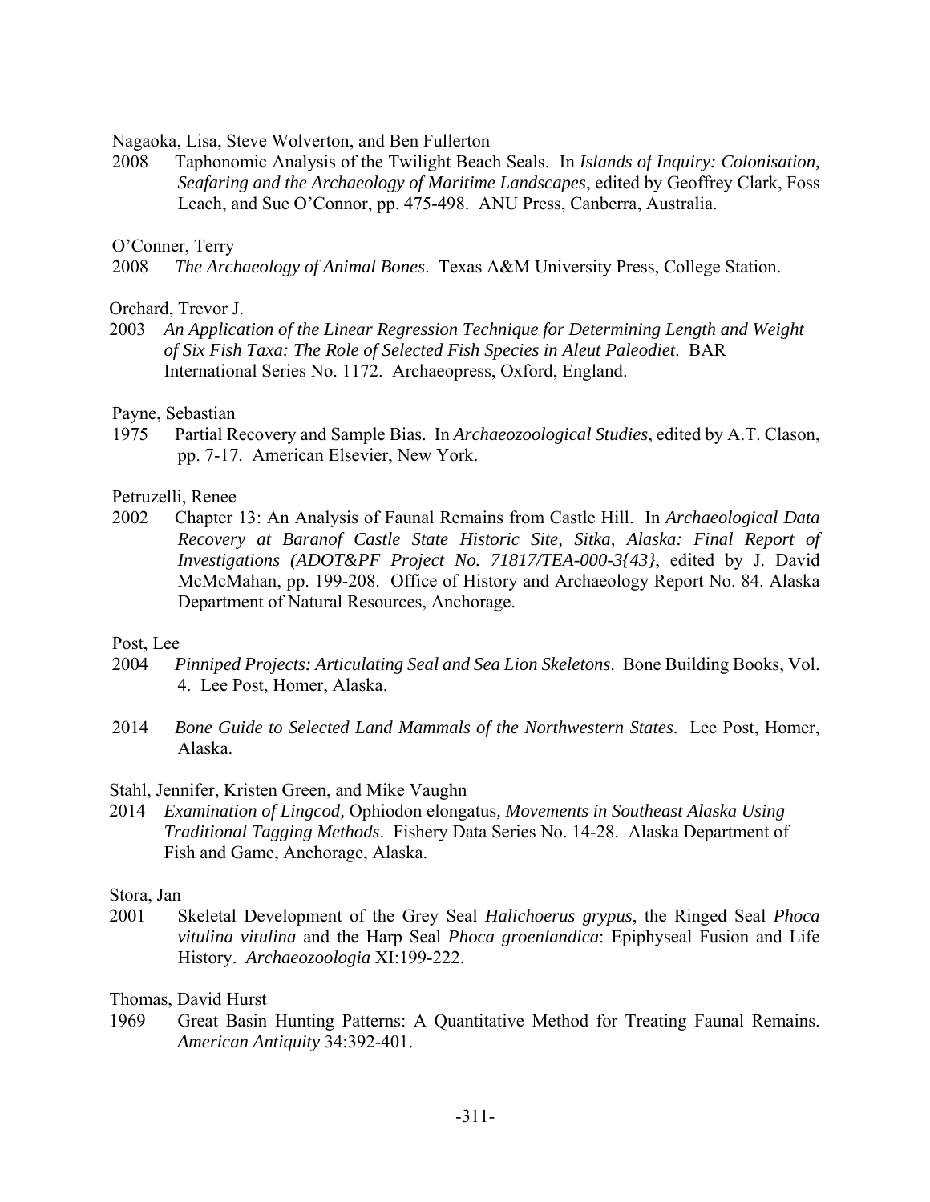Nagaoka, Lisa, Steve Wolverton, and Ben Fullerton

2008 Taphonomic Analysis of the Twilight Beach Seals. In *Islands of Inquiry: Colonisation, Seafaring and the Archaeology of Maritime Landscapes*, edited by Geoffrey Clark, Foss Leach, and Sue O'Connor, pp. 475-498. ANU Press, Canberra, Australia.

O'Conner, Terry

2008 *The Archaeology of Animal Bones*. Texas A&M University Press, College Station.

Orchard, Trevor J.

2003 *An Application of the Linear Regression Technique for Determining Length and Weight of Six Fish Taxa: The Role of Selected Fish Species in Aleut Paleodiet*. BAR International Series No. 1172. Archaeopress, Oxford, England.

Payne, Sebastian

1975 Partial Recovery and Sample Bias. In *Archaeozoological Studies*, edited by A.T. Clason, pp. 7-17. American Elsevier, New York.

Petruzelli, Renee

2002 Chapter 13: An Analysis of Faunal Remains from Castle Hill. In *Archaeological Data Recovery at Baranof Castle State Historic Site, Sitka, Alaska: Final Report of Investigations (ADOT&PF Project No. 71817/TEA-000-3{43}*, edited by J. David McMcMahan, pp. 199-208. Office of History and Archaeology Report No. 84. Alaska Department of Natural Resources, Anchorage.

Post, Lee

2004 *Pinniped Projects: Articulating Seal and Sea Lion Skeletons*. Bone Building Books, Vol. 4. Lee Post, Homer, Alaska.

2014 *Bone Guide to Selected Land Mammals of the Northwestern States*. Lee Post, Homer, Alaska.

Stahl, Jennifer, Kristen Green, and Mike Vaughn

2014 *Examination of Lingcod,* Ophiodon elongatus*, Movements in Southeast Alaska Using Traditional Tagging Methods*. Fishery Data Series No. 14-28. Alaska Department of Fish and Game, Anchorage, Alaska.

Stora, Jan

2001 Skeletal Development of the Grey Seal *Halichoerus grypus*, the Ringed Seal *Phoca vitulina vitulina* and the Harp Seal *Phoca groenlandica*: Epiphyseal Fusion and Life History. *Archaeozoologia* XI:199-222.

Thomas, David Hurst

1969 Great Basin Hunting Patterns: A Quantitative Method for Treating Faunal Remains. *American Antiquity* 34:392-401.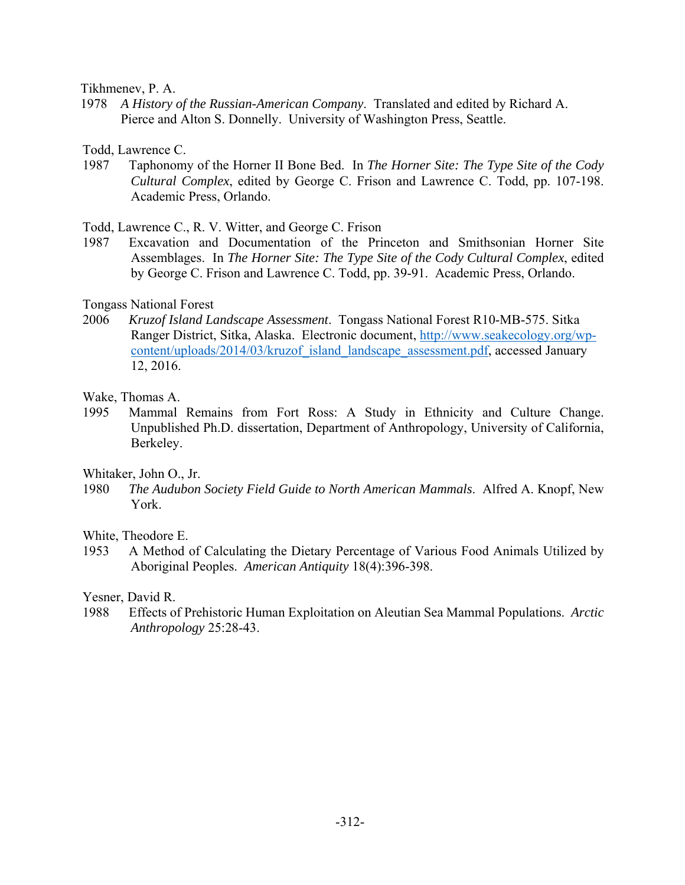Tikhmenev, P. A.

1978 *A History of the Russian-American Company*. Translated and edited by Richard A. Pierce and Alton S. Donnelly. University of Washington Press, Seattle.

Todd, Lawrence C.

1987 Taphonomy of the Horner II Bone Bed. In *The Horner Site: The Type Site of the Cody Cultural Complex*, edited by George C. Frison and Lawrence C. Todd, pp. 107-198. Academic Press, Orlando.

Todd, Lawrence C., R. V. Witter, and George C. Frison

1987 Excavation and Documentation of the Princeton and Smithsonian Horner Site Assemblages. In *The Horner Site: The Type Site of the Cody Cultural Complex*, edited by George C. Frison and Lawrence C. Todd, pp. 39-91. Academic Press, Orlando.

Tongass National Forest

2006 *Kruzof Island Landscape Assessment*. Tongass National Forest R10-MB-575. Sitka Ranger District, Sitka, Alaska. Electronic document, http://www.seakecology.org/wp-content/uploads/2014/03/kruzof_island_landscape_assessment.pdf, accessed January 12, 2016.

Wake, Thomas A.

1995 Mammal Remains from Fort Ross: A Study in Ethnicity and Culture Change. Unpublished Ph.D. dissertation, Department of Anthropology, University of California, Berkeley.

Whitaker, John O., Jr.

1980 *The Audubon Society Field Guide to North American Mammals*. Alfred A. Knopf, New York.

White, Theodore E.

1953 A Method of Calculating the Dietary Percentage of Various Food Animals Utilized by Aboriginal Peoples. *American Antiquity* 18(4):396-398.

Yesner, David R.

1988 Effects of Prehistoric Human Exploitation on Aleutian Sea Mammal Populations. *Arctic Anthropology* 25:28-43.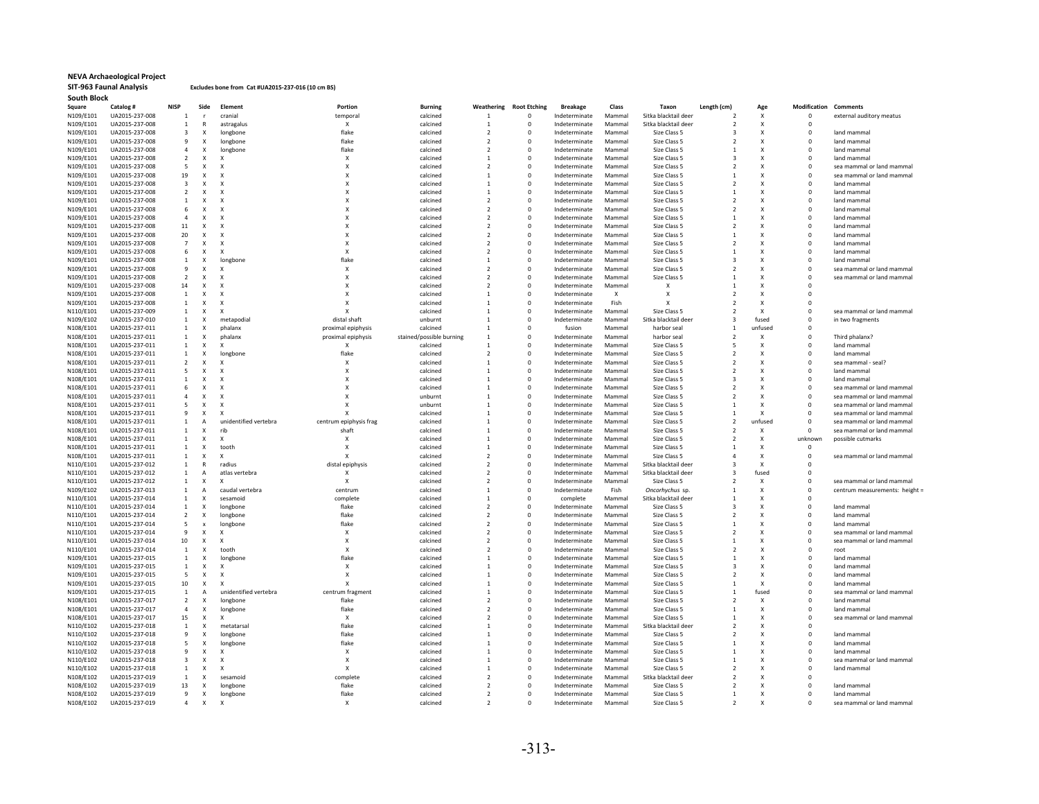**NEVA Archaeological Project**

**SIT-963 Faunal Analysis** **Excludes bone from Cat #UA2015-237-016 (10 cm BS)**

**South Block**

| Square | Catalog # | NISP | Side | Element | Portion | Burning | Weathering | Root Etching | Breakage | Class | Taxon | Length (cm) | Age | Modification | Comments |
|---|---|---|---|---|---|---|---|---|---|---|---|---|---|---|---|
| N109/E101 | UA2015-237-008 | 1 | r | cranial | temporal | calcined | 1 | 0 | Indeterminate | Mammal | Sitka blacktail deer | 2 | X | 0 | external auditory meatus |
| N109/E101 | UA2015-237-008 | 1 | R | astragalus | X | calcined | 1 | 0 | Indeterminate | Mammal | Sitka blacktail deer | 2 | X | 0 | |
| N109/E101 | UA2015-237-008 | 3 | X | longbone | flake | calcined | 2 | 0 | Indeterminate | Mammal | Size Class 5 | 3 | X | 0 | land mammal |
| N109/E101 | UA2015-237-008 | 9 | X | longbone | flake | calcined | 2 | 0 | Indeterminate | Mammal | Size Class 5 | 2 | X | 0 | land mammal |
| N109/E101 | UA2015-237-008 | 4 | X | longbone | flake | calcined | 2 | 0 | Indeterminate | Mammal | Size Class 5 | 1 | X | 0 | land mammal |
| N109/E101 | UA2015-237-008 | 2 | X | X | X | calcined | 1 | 0 | Indeterminate | Mammal | Size Class 5 | 3 | X | 0 | land mammal |
| N109/E101 | UA2015-237-008 | 5 | X | X | X | calcined | 2 | 0 | Indeterminate | Mammal | Size Class 5 | 2 | X | 0 | sea mammal or land mammal |
| N109/E101 | UA2015-237-008 | 19 | X | X | X | calcined | 1 | 0 | Indeterminate | Mammal | Size Class 5 | 1 | X | 0 | sea mammal or land mammal |
| N109/E101 | UA2015-237-008 | 3 | X | X | X | calcined | 1 | 0 | Indeterminate | Mammal | Size Class 5 | 2 | X | 0 | land mammal |
| N109/E101 | UA2015-237-008 | 2 | X | X | X | calcined | 1 | 0 | Indeterminate | Mammal | Size Class 5 | 1 | X | 0 | land mammal |
| N109/E101 | UA2015-237-008 | 1 | X | X | X | calcined | 2 | 0 | Indeterminate | Mammal | Size Class 5 | 2 | X | 0 | land mammal |
| N109/E101 | UA2015-237-008 | 6 | X | X | X | calcined | 2 | 0 | Indeterminate | Mammal | Size Class 5 | 2 | X | 0 | land mammal |
| N109/E101 | UA2015-237-008 | 4 | X | X | X | calcined | 2 | 0 | Indeterminate | Mammal | Size Class 5 | 1 | X | 0 | land mammal |
| N109/E101 | UA2015-237-008 | 11 | X | X | X | calcined | 2 | 0 | Indeterminate | Mammal | Size Class 5 | 2 | X | 0 | land mammal |
| N109/E101 | UA2015-237-008 | 20 | X | X | X | calcined | 2 | 0 | Indeterminate | Mammal | Size Class 5 | 1 | X | 0 | land mammal |
| N109/E101 | UA2015-237-008 | 7 | X | X | X | calcined | 2 | 0 | Indeterminate | Mammal | Size Class 5 | 2 | X | 0 | land mammal |
| N109/E101 | UA2015-237-008 | 6 | X | X | X | calcined | 2 | 0 | Indeterminate | Mammal | Size Class 5 | 1 | X | 0 | land mammal |
| N109/E101 | UA2015-237-008 | 1 | X | longbone | flake | calcined | 1 | 0 | Indeterminate | Mammal | Size Class 5 | 3 | X | 0 | land mammal |
| N109/E101 | UA2015-237-008 | 9 | X | X | X | calcined | 2 | 0 | Indeterminate | Mammal | Size Class 5 | 2 | X | 0 | sea mammal or land mammal |
| N109/E101 | UA2015-237-008 | 2 | X | X | X | calcined | 2 | 0 | Indeterminate | Mammal | Size Class 5 | 1 | X | 0 | sea mammal or land mammal |
| N109/E101 | UA2015-237-008 | 14 | X | X | X | calcined | 2 | 0 | Indeterminate | Mammal | X | 1 | X | 0 | |
| N109/E101 | UA2015-237-008 | 1 | X | X | X | calcined | 1 | 0 | Indeterminate | X | X | 2 | X | 0 | |
| N109/E101 | UA2015-237-008 | 1 | X | X | X | calcined | 1 | 0 | Indeterminate | Fish | X | 2 | X | 0 | |
| N110/E101 | UA2015-237-009 | 1 | X | X | X | calcined | 1 | 0 | Indeterminate | Mammal | Size Class 5 | 2 | X | 0 | sea mammal or land mammal |
| N109/E102 | UA2015-237-010 | 1 | X | metapodial | distal shaft | unburnt | 1 | 0 | Indeterminate | Mammal | Sitka blacktail deer | 3 | fused | 0 | in two fragments |
| N108/E101 | UA2015-237-011 | 1 | X | phalanx | proximal epiphysis | calcined | 1 | 0 | fusion | Mammal | harbor seal | 1 | unfused | 0 | |
| N108/E101 | UA2015-237-011 | 1 | X | phalanx | proximal epiphysis | stained/possible burning | 1 | 0 | Indeterminate | Mammal | harbor seal | 2 | X | 0 | Third phalanx? |
| N108/E101 | UA2015-237-011 | 1 | X | X | X | calcined | 1 | 0 | Indeterminate | Mammal | Size Class 5 | 5 | X | 0 | land mammal |
| N108/E101 | UA2015-237-011 | 1 | X | longbone | flake | calcined | 2 | 0 | Indeterminate | Mammal | Size Class 5 | 2 | X | 0 | land mammal |
| N108/E101 | UA2015-237-011 | 2 | X | X | X | calcined | 1 | 0 | Indeterminate | Mammal | Size Class 5 | 2 | X | 0 | sea mammal - seal? |
| N108/E101 | UA2015-237-011 | 5 | X | X | X | calcined | 1 | 0 | Indeterminate | Mammal | Size Class 5 | 2 | X | 0 | land mammal |
| N108/E101 | UA2015-237-011 | 1 | X | X | X | calcined | 1 | 0 | Indeterminate | Mammal | Size Class 5 | 3 | X | 0 | land mammal |
| N108/E101 | UA2015-237-011 | 6 | X | X | X | calcined | 1 | 0 | Indeterminate | Mammal | Size Class 5 | 2 | X | 0 | sea mammal or land mammal |
| N108/E101 | UA2015-237-011 | 4 | X | X | X | unburnt | 1 | 0 | Indeterminate | Mammal | Size Class 5 | 2 | X | 0 | sea mammal or land mammal |
| N108/E101 | UA2015-237-011 | 5 | X | X | X | unburnt | 1 | 0 | Indeterminate | Mammal | Size Class 5 | 1 | X | 0 | sea mammal or land mammal |
| N108/E101 | UA2015-237-011 | 9 | X | X | X | calcined | 1 | 0 | Indeterminate | Mammal | Size Class 5 | 1 | X | 0 | sea mammal or land mammal |
| N108/E101 | UA2015-237-011 | 1 | A | unidentified vertebra | centrum epiphysis frag | calcined | 1 | 0 | Indeterminate | Mammal | Size Class 5 | 2 | unfused | 0 | sea mammal or land mammal |
| N108/E101 | UA2015-237-011 | 1 | X | rib | shaft | calcined | 1 | 0 | Indeterminate | Mammal | Size Class 5 | 2 | X | 0 | sea mammal or land mammal |
| N108/E101 | UA2015-237-011 | 1 | X | X | X | calcined | 1 | 0 | Indeterminate | Mammal | Size Class 5 | 2 | X | unknown | possible cutmarks |
| N108/E101 | UA2015-237-011 | 1 | X | tooth | X | calcined | 1 | 0 | Indeterminate | Mammal | Size Class 5 | 1 | X | 0 | |
| N108/E101 | UA2015-237-011 | 1 | X | X | X | calcined | 2 | 0 | Indeterminate | Mammal | Size Class 5 | 4 | X | 0 | sea mammal or land mammal |
| N110/E101 | UA2015-237-012 | 1 | R | radius | distal epiphysis | calcined | 2 | 0 | Indeterminate | Mammal | Sitka blacktail deer | 3 | X | 0 | |
| N110/E101 | UA2015-237-012 | 1 | A | atlas vertebra | X | calcined | 2 | 0 | Indeterminate | Mammal | Sitka blacktail deer | 3 | fused | 0 | |
| N110/E101 | UA2015-237-012 | 1 | X | X | X | calcined | 2 | 0 | Indeterminate | Mammal | Size Class 5 | 2 | X | 0 | sea mammal or land mammal |
| N109/E102 | UA2015-237-013 | 1 | A | caudal vertebra | centrum | calcined | 1 | 0 | Indeterminate | Fish | *Oncorhychus* sp. | 1 | X | 0 | centrum measurements: height = |
| N110/E101 | UA2015-237-014 | 1 | X | sesamoid | complete | calcined | 1 | 0 | complete | Mammal | Sitka blacktail deer | 1 | X | 0 | |
| N110/E101 | UA2015-237-014 | 1 | X | longbone | flake | calcined | 2 | 0 | Indeterminate | Mammal | Size Class 5 | 3 | X | 0 | land mammal |
| N110/E101 | UA2015-237-014 | 2 | X | longbone | flake | calcined | 2 | 0 | Indeterminate | Mammal | Size Class 5 | 2 | X | 0 | land mammal |
| N110/E101 | UA2015-237-014 | 5 | x | longbone | flake | calcined | 2 | 0 | Indeterminate | Mammal | Size Class 5 | 1 | X | 0 | land mammal |
| N110/E101 | UA2015-237-014 | 9 | X | X | X | calcined | 2 | 0 | Indeterminate | Mammal | Size Class 5 | 2 | X | 0 | sea mammal or land mammal |
| N110/E101 | UA2015-237-014 | 10 | X | X | X | calcined | 2 | 0 | Indeterminate | Mammal | Size Class 5 | 1 | X | 0 | sea mammal or land mammal |
| N110/E101 | UA2015-237-014 | 1 | X | tooth | X | calcined | 2 | 0 | Indeterminate | Mammal | Size Class 5 | 2 | X | 0 | root |
| N109/E101 | UA2015-237-015 | 1 | X | longbone | flake | calcined | 1 | 0 | Indeterminate | Mammal | Size Class 5 | 1 | X | 0 | land mammal |
| N109/E101 | UA2015-237-015 | 1 | X | X | X | calcined | 1 | 0 | Indeterminate | Mammal | Size Class 5 | 3 | X | 0 | land mammal |
| N109/E101 | UA2015-237-015 | 5 | X | X | X | calcined | 1 | 0 | Indeterminate | Mammal | Size Class 5 | 2 | X | 0 | land mammal |
| N109/E101 | UA2015-237-015 | 10 | X | X | X | calcined | 1 | 0 | Indeterminate | Mammal | Size Class 5 | 1 | X | 0 | land mammal |
| N109/E101 | UA2015-237-015 | 1 | A | unidentified vertebra | centrum fragment | calcined | 1 | 0 | Indeterminate | Mammal | Size Class 5 | 1 | fused | 0 | sea mammal or land mammal |
| N108/E101 | UA2015-237-017 | 2 | X | longbone | flake | calcined | 2 | 0 | Indeterminate | Mammal | Size Class 5 | 2 | X | 0 | land mammal |
| N108/E101 | UA2015-237-017 | 4 | X | longbone | flake | calcined | 2 | 0 | Indeterminate | Mammal | Size Class 5 | 1 | X | 0 | land mammal |
| N108/E101 | UA2015-237-017 | 15 | X | X | X | calcined | 2 | 0 | Indeterminate | Mammal | Size Class 5 | 1 | X | 0 | sea mammal or land mammal |
| N110/E102 | UA2015-237-018 | 1 | X | metatarsal | flake | calcined | 1 | 0 | Indeterminate | Mammal | Sitka blacktail deer | 2 | X | 0 | |
| N110/E102 | UA2015-237-018 | 9 | X | longbone | flake | calcined | 1 | 0 | Indeterminate | Mammal | Size Class 5 | 2 | X | 0 | land mammal |
| N110/E102 | UA2015-237-018 | 5 | X | longbone | flake | calcined | 1 | 0 | Indeterminate | Mammal | Size Class 5 | 1 | X | 0 | land mammal |
| N110/E102 | UA2015-237-018 | 9 | X | X | X | calcined | 1 | 0 | Indeterminate | Mammal | Size Class 5 | 1 | X | 0 | land mammal |
| N110/E102 | UA2015-237-018 | 3 | X | X | X | calcined | 1 | 0 | Indeterminate | Mammal | Size Class 5 | 1 | X | 0 | sea mammal or land mammal |
| N110/E102 | UA2015-237-018 | 1 | X | X | X | calcined | 1 | 0 | Indeterminate | Mammal | Size Class 5 | 2 | X | 0 | land mammal |
| N108/E102 | UA2015-237-019 | 1 | X | sesamoid | complete | calcined | 2 | 0 | Indeterminate | Mammal | Sitka blacktail deer | 2 | X | 0 | |
| N108/E102 | UA2015-237-019 | 13 | X | longbone | flake | calcined | 2 | 0 | Indeterminate | Mammal | Size Class 5 | 2 | X | 0 | land mammal |
| N108/E102 | UA2015-237-019 | 9 | X | longbone | flake | calcined | 2 | 0 | Indeterminate | Mammal | Size Class 5 | 1 | X | 0 | land mammal |
| N108/E102 | UA2015-237-019 | 4 | X | X | X | calcined | 2 | 0 | Indeterminate | Mammal | Size Class 5 | 2 | X | 0 | sea mammal or land mammal |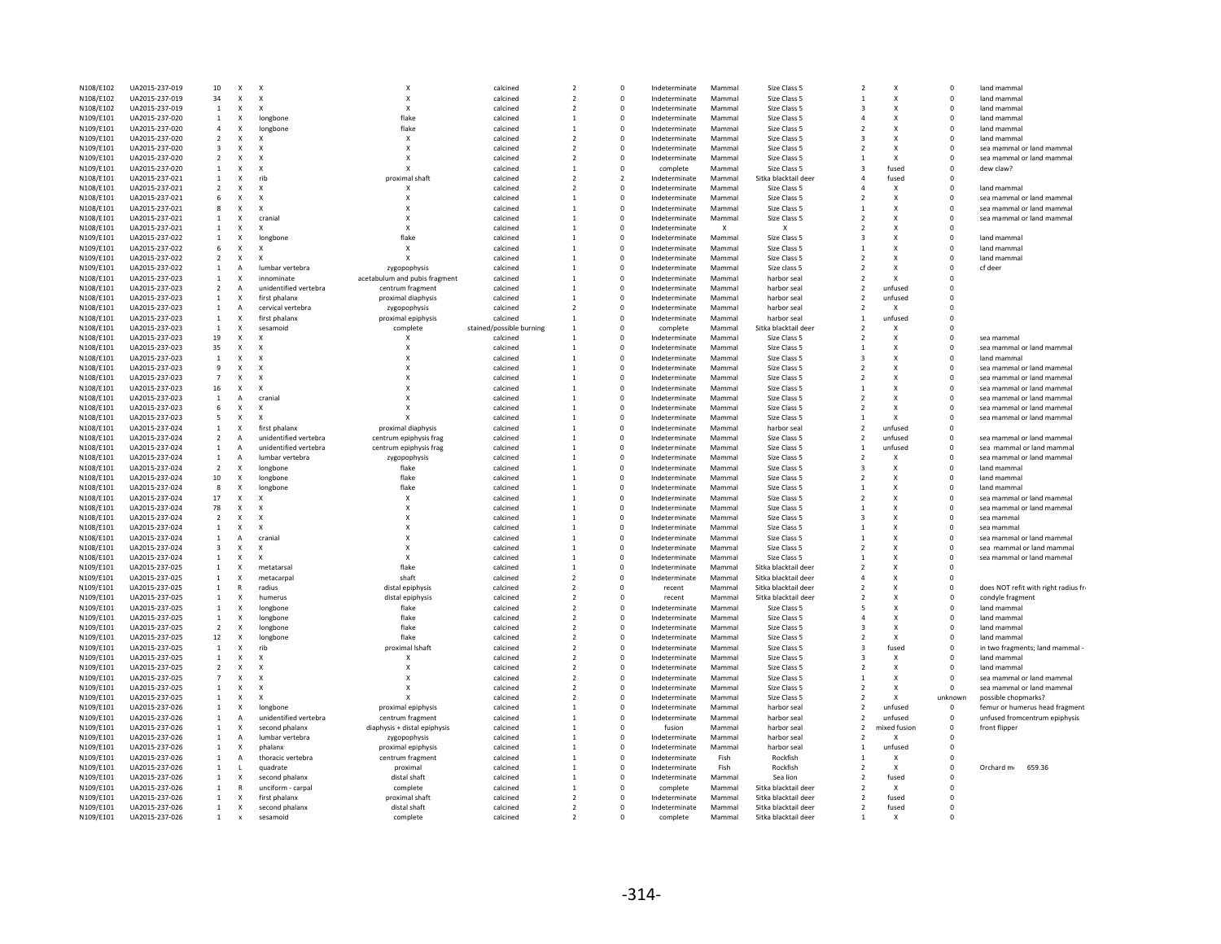| N108/E102 | UA2015-237-019 | 10 | X | X | X | calcined | 2 | 0 | Indeterminate | Mammal | Size Class 5 | 2 | X | 0 | land mammal |
|---|---|---|---|---|---|---|---|---|---|---|---|---|---|---|---|
| N108/E102 | UA2015-237-019 | 34 | X | X | X | calcined | 2 | 0 | Indeterminate | Mammal | Size Class 5 | 1 | X | 0 | land mammal |
| N108/E102 | UA2015-237-019 | 1 | X | X | X | calcined | 2 | 0 | Indeterminate | Mammal | Size Class 5 | 3 | X | 0 | land mammal |
| N109/E101 | UA2015-237-020 | 1 | X | longbone | flake | calcined | 1 | 0 | Indeterminate | Mammal | Size Class 5 | 4 | X | 0 | land mammal |
| N109/E101 | UA2015-237-020 | 4 | X | longbone | flake | calcined | 1 | 0 | Indeterminate | Mammal | Size Class 5 | 2 | X | 0 | land mammal |
| N109/E101 | UA2015-237-020 | 2 | X | X | X | calcined | 2 | 0 | Indeterminate | Mammal | Size Class 5 | 3 | X | 0 | land mammal |
| N109/E101 | UA2015-237-020 | 3 | X | X | X | calcined | 2 | 0 | Indeterminate | Mammal | Size Class 5 | 2 | X | 0 | sea mammal or land mammal |
| N109/E101 | UA2015-237-020 | 2 | X | X | X | calcined | 2 | 0 | Indeterminate | Mammal | Size Class 5 | 1 | X | 0 | sea mammal or land mammal |
| N109/E101 | UA2015-237-020 | 1 | X | X | X | calcined | 1 | 0 | complete | Mammal | Size Class 5 | 3 | fused | 0 | dew claw? |
| N108/E101 | UA2015-237-021 | 1 | X | rib | proximal shaft | calcined | 2 | 2 | Indeterminate | Mammal | Sitka blacktail deer | 4 | fused | 0 | |
| N108/E101 | UA2015-237-021 | 2 | X | X | X | calcined | 2 | 0 | Indeterminate | Mammal | Size Class 5 | 4 | X | 0 | land mammal |
| N108/E101 | UA2015-237-021 | 6 | X | X | X | calcined | 1 | 0 | Indeterminate | Mammal | Size Class 5 | 2 | X | 0 | sea mammal or land mammal |
| N108/E101 | UA2015-237-021 | 8 | X | X | X | calcined | 1 | 0 | Indeterminate | Mammal | Size Class 5 | 1 | X | 0 | sea mammal or land mammal |
| N108/E101 | UA2015-237-021 | 1 | X | cranial | X | calcined | 1 | 0 | Indeterminate | Mammal | Size Class 5 | 2 | X | 0 | sea mammal or land mammal |
| N108/E101 | UA2015-237-021 | 1 | X | X | X | calcined | 1 | 0 | Indeterminate | X | X | 2 | X | 0 | |
| N109/E101 | UA2015-237-022 | 1 | X | longbone | flake | calcined | 1 | 0 | Indeterminate | Mammal | Size Class 5 | 3 | X | 0 | land mammal |
| N109/E101 | UA2015-237-022 | 6 | X | X | X | calcined | 1 | 0 | Indeterminate | Mammal | Size Class 5 | 1 | X | 0 | land mammal |
| N109/E101 | UA2015-237-022 | 2 | X | X | X | calcined | 1 | 0 | Indeterminate | Mammal | Size Class 5 | 2 | X | 0 | land mammal |
| N109/E101 | UA2015-237-022 | 1 | A | lumbar vertebra | zygopophysis | calcined | 1 | 0 | Indeterminate | Mammal | Size class 5 | 2 | X | 0 | cf deer |
| N108/E101 | UA2015-237-023 | 1 | X | innominate | acetabulum and pubis fragment | calcined | 1 | 0 | Indeterminate | Mammal | harbor seal | 2 | X | 0 | |
| N108/E101 | UA2015-237-023 | 2 | A | unidentified vertebra | centrum fragment | calcined | 1 | 0 | Indeterminate | Mammal | harbor seal | 2 | unfused | 0 | |
| N108/E101 | UA2015-237-023 | 1 | X | first phalanx | proximal diaphysis | calcined | 1 | 0 | Indeterminate | Mammal | harbor seal | 2 | unfused | 0 | |
| N108/E101 | UA2015-237-023 | 1 | A | cervical vertebra | zygopophysis | calcined | 2 | 0 | Indeterminate | Mammal | harbor seal | 2 | X | 0 | |
| N108/E101 | UA2015-237-023 | 1 | X | first phalanx | proximal epiphysis | calcined | 1 | 0 | Indeterminate | Mammal | harbor seal | 1 | unfused | 0 | |
| N108/E101 | UA2015-237-023 | 1 | X | sesamoid | complete | stained/possible burning | 1 | 0 | complete | Mammal | Sitka blacktail deer | 2 | X | 0 | |
| N108/E101 | UA2015-237-023 | 19 | X | X | X | calcined | 1 | 0 | Indeterminate | Mammal | Size Class 5 | 2 | X | 0 | sea mammal |
| N108/E101 | UA2015-237-023 | 35 | X | X | X | calcined | 1 | 0 | Indeterminate | Mammal | Size Class 5 | 1 | X | 0 | sea mammal or land mammal |
| N108/E101 | UA2015-237-023 | 1 | X | X | X | calcined | 1 | 0 | Indeterminate | Mammal | Size Class 5 | 3 | X | 0 | land mammal |
| N108/E101 | UA2015-237-023 | 9 | X | X | X | calcined | 1 | 0 | Indeterminate | Mammal | Size Class 5 | 2 | X | 0 | sea mammal or land mammal |
| N108/E101 | UA2015-237-023 | 7 | X | X | X | calcined | 1 | 0 | Indeterminate | Mammal | Size Class 5 | 2 | X | 0 | sea mammal or land mammal |
| N108/E101 | UA2015-237-023 | 16 | X | X | X | calcined | 1 | 0 | Indeterminate | Mammal | Size Class 5 | 1 | X | 0 | sea mammal or land mammal |
| N108/E101 | UA2015-237-023 | 1 | A | cranial | X | calcined | 1 | 0 | Indeterminate | Mammal | Size Class 5 | 2 | X | 0 | sea mammal or land mammal |
| N108/E101 | UA2015-237-023 | 6 | X | X | X | calcined | 1 | 0 | Indeterminate | Mammal | Size Class 5 | 2 | X | 0 | sea mammal or land mammal |
| N108/E101 | UA2015-237-023 | 5 | X | X | X | calcined | 1 | 0 | Indeterminate | Mammal | Size Class 5 | 1 | X | 0 | sea mammal or land mammal |
| N108/E101 | UA2015-237-024 | 1 | X | first phalanx | proximal diaphysis | calcined | 1 | 0 | Indeterminate | Mammal | harbor seal | 2 | unfused | 0 | |
| N108/E101 | UA2015-237-024 | 2 | A | unidentified vertebra | centrum epiphysis frag | calcined | 1 | 0 | Indeterminate | Mammal | Size Class 5 | 2 | unfused | 0 | sea mammal or land mammal |
| N108/E101 | UA2015-237-024 | 1 | A | unidentified vertebra | centrum epiphysis frag | calcined | 1 | 0 | Indeterminate | Mammal | Size Class 5 | 1 | unfused | 0 | sea mammal or land mammal |
| N108/E101 | UA2015-237-024 | 1 | A | lumbar vertebra | zygopophysis | calcined | 1 | 0 | Indeterminate | Mammal | Size Class 5 | 2 | X | 0 | sea mammal or land mammal |
| N108/E101 | UA2015-237-024 | 2 | X | longbone | flake | calcined | 1 | 0 | Indeterminate | Mammal | Size Class 5 | 3 | X | 0 | land mammal |
| N108/E101 | UA2015-237-024 | 10 | X | longbone | flake | calcined | 1 | 0 | Indeterminate | Mammal | Size Class 5 | 2 | X | 0 | land mammal |
| N108/E101 | UA2015-237-024 | 8 | X | longbone | flake | calcined | 1 | 0 | Indeterminate | Mammal | Size Class 5 | 1 | X | 0 | land mammal |
| N108/E101 | UA2015-237-024 | 17 | X | X | X | calcined | 1 | 0 | Indeterminate | Mammal | Size Class 5 | 2 | X | 0 | sea mammal or land mammal |
| N108/E101 | UA2015-237-024 | 78 | X | X | X | calcined | 1 | 0 | Indeterminate | Mammal | Size Class 5 | 1 | X | 0 | sea mammal or land mammal |
| N108/E101 | UA2015-237-024 | 2 | X | X | X | calcined | 1 | 0 | Indeterminate | Mammal | Size Class 5 | 3 | X | 0 | sea mammal |
| N108/E101 | UA2015-237-024 | 1 | X | X | X | calcined | 1 | 0 | Indeterminate | Mammal | Size Class 5 | 1 | X | 0 | sea mammal |
| N108/E101 | UA2015-237-024 | 1 | A | cranial | X | calcined | 1 | 0 | Indeterminate | Mammal | Size Class 5 | 1 | X | 0 | sea mammal or land mammal |
| N108/E101 | UA2015-237-024 | 3 | X | X | X | calcined | 1 | 0 | Indeterminate | Mammal | Size Class 5 | 2 | X | 0 | sea mammal or land mammal |
| N108/E101 | UA2015-237-024 | 1 | X | X | X | calcined | 1 | 0 | Indeterminate | Mammal | Size Class 5 | 1 | X | 0 | sea mammal or land mammal |
| N109/E101 | UA2015-237-025 | 1 | X | metatarsal | flake | calcined | 1 | 0 | Indeterminate | Mammal | Sitka blacktail deer | 2 | X | 0 | |
| N109/E101 | UA2015-237-025 | 1 | X | metacarpal | shaft | calcined | 2 | 0 | Indeterminate | Mammal | Sitka blacktail deer | 4 | X | 0 | |
| N109/E101 | UA2015-237-025 | 1 | R | radius | distal epiphysis | calcined | 2 | 0 | recent | Mammal | Sitka blacktail deer | 2 | X | 0 | does NOT refit with right radius fr |
| N109/E101 | UA2015-237-025 | 1 | X | humerus | distal epiphysis | calcined | 2 | 0 | recent | Mammal | Sitka blacktail deer | 2 | X | 0 | condyle fragment |
| N109/E101 | UA2015-237-025 | 1 | X | longbone | flake | calcined | 2 | 0 | Indeterminate | Mammal | Size Class 5 | 5 | X | 0 | land mammal |
| N109/E101 | UA2015-237-025 | 1 | X | longbone | flake | calcined | 2 | 0 | Indeterminate | Mammal | Size Class 5 | 4 | X | 0 | land mammal |
| N109/E101 | UA2015-237-025 | 2 | X | longbone | flake | calcined | 2 | 0 | Indeterminate | Mammal | Size Class 5 | 3 | X | 0 | land mammal |
| N109/E101 | UA2015-237-025 | 12 | X | longbone | flake | calcined | 2 | 0 | Indeterminate | Mammal | Size Class 5 | 2 | X | 0 | land mammal |
| N109/E101 | UA2015-237-025 | 1 | X | rib | proximal lshaft | calcined | 2 | 0 | Indeterminate | Mammal | Size Class 5 | 3 | fused | 0 | in two fragments; land mammal - |
| N109/E101 | UA2015-237-025 | 1 | X | X | X | calcined | 2 | 0 | Indeterminate | Mammal | Size Class 5 | 3 | X | 0 | land mammal |
| N109/E101 | UA2015-237-025 | 2 | X | X | X | calcined | 2 | 0 | Indeterminate | Mammal | Size Class 5 | 2 | X | 0 | land mammal |
| N109/E101 | UA2015-237-025 | 7 | X | X | X | calcined | 2 | 0 | Indeterminate | Mammal | Size Class 5 | 1 | X | 0 | sea mammal or land mammal |
| N109/E101 | UA2015-237-025 | 1 | X | X | X | calcined | 2 | 0 | Indeterminate | Mammal | Size Class 5 | 2 | X | 0 | sea mammal or land mammal |
| N109/E101 | UA2015-237-025 | 1 | X | X | X | calcined | 2 | 0 | Indeterminate | Mammal | Size Class 5 | 2 | X | unknown | possible chopmarks? |
| N109/E101 | UA2015-237-026 | 1 | X | longbone | proximal epiphysis | calcined | 1 | 0 | Indeterminate | Mammal | harbor seal | 2 | unfused | 0 | femur or humerus head fragment |
| N109/E101 | UA2015-237-026 | 1 | A | unidentified vertebra | centrum fragment | calcined | 1 | 0 | Indeterminate | Mammal | harbor seal | 2 | unfused | 0 | unfused fromcentrum epiphysis |
| N109/E101 | UA2015-237-026 | 1 | X | second phalanx | diaphysis + distal epiphysis | calcined | 1 | 0 | fusion | Mammal | harbor seal | 2 | mixed fusion | 0 | front flipper |
| N109/E101 | UA2015-237-026 | 1 | A | lumbar vertebra | zygopophysis | calcined | 1 | 0 | Indeterminate | Mammal | harbor seal | 2 | X | 0 | |
| N109/E101 | UA2015-237-026 | 1 | X | phalanx | proximal epiphysis | calcined | 1 | 0 | Indeterminate | Mammal | harbor seal | 1 | unfused | 0 | |
| N109/E101 | UA2015-237-026 | 1 | A | thoracic vertebra | centrum fragment | calcined | 1 | 0 | Indeterminate | Fish | Rockfish | 1 | X | 0 | |
| N109/E101 | UA2015-237-026 | 1 | L | quadrate | proximal | calcined | 1 | 0 | Indeterminate | Fish | Rockfish | 2 | X | 0 | Orchard m 659.36 |
| N109/E101 | UA2015-237-026 | 1 | X | second phalanx | distal shaft | calcined | 1 | 0 | Indeterminate | Mammal | Sea lion | 2 | fused | 0 | |
| N109/E101 | UA2015-237-026 | 1 | R | unciform - carpal | complete | calcined | 1 | 0 | complete | Mammal | Sitka blacktail deer | 2 | X | 0 | |
| N109/E101 | UA2015-237-026 | 1 | X | first phalanx | proximal shaft | calcined | 2 | 0 | Indeterminate | Mammal | Sitka blacktail deer | 2 | fused | 0 | |
| N109/E101 | UA2015-237-026 | 1 | X | second phalanx | distal shaft | calcined | 2 | 0 | Indeterminate | Mammal | Sitka blacktail deer | 2 | fused | 0 | |
| N109/E101 | UA2015-237-026 | 1 | x | sesamoid | complete | calcined | 2 | 0 | complete | Mammal | Sitka blacktail deer | 1 | X | 0 | |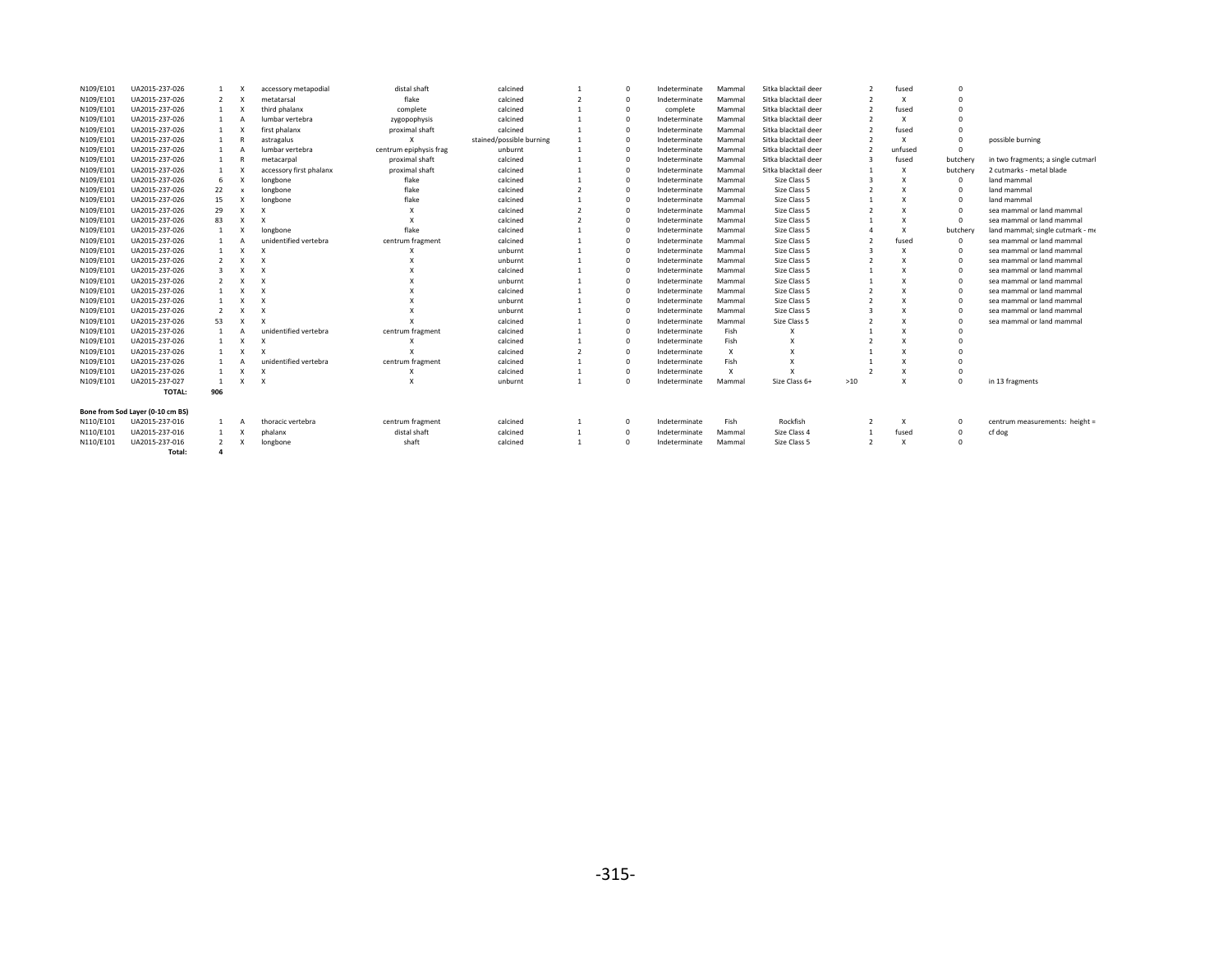| | | | | | | | | | | | | | | | | |
|---|---|---|---|---|---|---|---|---|---|---|---|---|---|---|---|---|
| N109/E101 | UA2015-237-026 | 1 | X | accessory metapodial | distal shaft | calcined | 1 | 0 | Indeterminate | Mammal | Sitka blacktail deer | | 2 | fused | 0 | |
| N109/E101 | UA2015-237-026 | 2 | X | metatarsal | flake | calcined | 2 | 0 | Indeterminate | Mammal | Sitka blacktail deer | | 2 | X | 0 | |
| N109/E101 | UA2015-237-026 | 1 | X | third phalanx | complete | calcined | 1 | 0 | complete | Mammal | Sitka blacktail deer | | 2 | fused | 0 | |
| N109/E101 | UA2015-237-026 | 1 | A | lumbar vertebra | zygopophysis | calcined | 1 | 0 | Indeterminate | Mammal | Sitka blacktail deer | | 2 | X | 0 | |
| N109/E101 | UA2015-237-026 | 1 | X | first phalanx | proximal shaft | calcined | 1 | 0 | Indeterminate | Mammal | Sitka blacktail deer | | 2 | fused | 0 | |
| N109/E101 | UA2015-237-026 | 1 | R | astragalus | X | stained/possible burning | 1 | 0 | Indeterminate | Mammal | Sitka blacktail deer | | 2 | X | 0 | possible burning |
| N109/E101 | UA2015-237-026 | 1 | A | lumbar vertebra | centrum epiphysis frag | unburnt | 1 | 0 | Indeterminate | Mammal | Sitka blacktail deer | | 2 | unfused | 0 | |
| N109/E101 | UA2015-237-026 | 1 | R | metacarpal | proximal shaft | calcined | 1 | 0 | Indeterminate | Mammal | Sitka blacktail deer | | 3 | fused | butchery | in two fragments; a single cutmarl |
| N109/E101 | UA2015-237-026 | 1 | X | accessory first phalanx | proximal shaft | calcined | 1 | 0 | Indeterminate | Mammal | Sitka blacktail deer | | 1 | X | butchery | 2 cutmarks - metal blade |
| N109/E101 | UA2015-237-026 | 6 | X | longbone | flake | calcined | 1 | 0 | Indeterminate | Mammal | Size Class 5 | | 3 | X | 0 | land mammal |
| N109/E101 | UA2015-237-026 | 22 | x | longbone | flake | calcined | 2 | 0 | Indeterminate | Mammal | Size Class 5 | | 2 | X | 0 | land mammal |
| N109/E101 | UA2015-237-026 | 15 | X | longbone | flake | calcined | 1 | 0 | Indeterminate | Mammal | Size Class 5 | | 1 | X | 0 | land mammal |
| N109/E101 | UA2015-237-026 | 29 | X | X | X | calcined | 2 | 0 | Indeterminate | Mammal | Size Class 5 | | 2 | X | 0 | sea mammal or land mammal |
| N109/E101 | UA2015-237-026 | 83 | X | X | X | calcined | 2 | 0 | Indeterminate | Mammal | Size Class 5 | | 1 | X | 0 | sea mammal or land mammal |
| N109/E101 | UA2015-237-026 | 1 | X | longbone | flake | calcined | 1 | 0 | Indeterminate | Mammal | Size Class 5 | | 4 | X | butchery | land mammal; single cutmark - me |
| N109/E101 | UA2015-237-026 | 1 | A | unidentified vertebra | centrum fragment | calcined | 1 | 0 | Indeterminate | Mammal | Size Class 5 | | 2 | fused | 0 | sea mammal or land mammal |
| N109/E101 | UA2015-237-026 | 1 | X | X | X | unburnt | 1 | 0 | Indeterminate | Mammal | Size Class 5 | | 3 | X | 0 | sea mammal or land mammal |
| N109/E101 | UA2015-237-026 | 2 | X | X | X | unburnt | 1 | 0 | Indeterminate | Mammal | Size Class 5 | | 2 | X | 0 | sea mammal or land mammal |
| N109/E101 | UA2015-237-026 | 3 | X | X | X | calcined | 1 | 0 | Indeterminate | Mammal | Size Class 5 | | 1 | X | 0 | sea mammal or land mammal |
| N109/E101 | UA2015-237-026 | 2 | X | X | X | unburnt | 1 | 0 | Indeterminate | Mammal | Size Class 5 | | 1 | X | 0 | sea mammal or land mammal |
| N109/E101 | UA2015-237-026 | 1 | X | X | X | calcined | 1 | 0 | Indeterminate | Mammal | Size Class 5 | | 2 | X | 0 | sea mammal or land mammal |
| N109/E101 | UA2015-237-026 | 1 | X | X | X | unburnt | 1 | 0 | Indeterminate | Mammal | Size Class 5 | | 2 | X | 0 | sea mammal or land mammal |
| N109/E101 | UA2015-237-026 | 2 | X | X | X | unburnt | 1 | 0 | Indeterminate | Mammal | Size Class 5 | | 3 | X | 0 | sea mammal or land mammal |
| N109/E101 | UA2015-237-026 | 53 | X | X | X | calcined | 1 | 0 | Indeterminate | Mammal | Size Class 5 | | 2 | X | 0 | sea mammal or land mammal |
| N109/E101 | UA2015-237-026 | 1 | A | unidentified vertebra | centrum fragment | calcined | 1 | 0 | Indeterminate | Fish | X | | 1 | X | 0 | |
| N109/E101 | UA2015-237-026 | 1 | X | X | X | calcined | 1 | 0 | Indeterminate | Fish | X | | 2 | X | 0 | |
| N109/E101 | UA2015-237-026 | 1 | X | X | X | calcined | 2 | 0 | Indeterminate | X | X | | 1 | X | 0 | |
| N109/E101 | UA2015-237-026 | 1 | A | unidentified vertebra | centrum fragment | calcined | 1 | 0 | Indeterminate | Fish | X | | 1 | X | 0 | |
| N109/E101 | UA2015-237-026 | 1 | X | X | X | calcined | 1 | 0 | Indeterminate | X | X | | 2 | X | 0 | |
| N109/E101 | UA2015-237-027 | 1 | X | X | X | unburnt | 1 | 0 | Indeterminate | Mammal | Size Class 6+ | >10 | | X | 0 | in 13 fragments |
| | **TOTAL:** | **906** | | | | | | | | | | | | | | |
| **Bone from Sod Layer (0-10 cm BS)** | | | | | | | | | | | | | | | | |
| N110/E101 | UA2015-237-016 | 1 | A | thoracic vertebra | centrum fragment | calcined | 1 | 0 | Indeterminate | Fish | Rockfish | | 2 | X | 0 | centrum measurements: height = |
| N110/E101 | UA2015-237-016 | 1 | X | phalanx | distal shaft | calcined | 1 | 0 | Indeterminate | Mammal | Size Class 4 | | 1 | fused | 0 | cf dog |
| N110/E101 | UA2015-237-016 | 2 | X | longbone | shaft | calcined | 1 | 0 | Indeterminate | Mammal | Size Class 5 | | 2 | X | 0 | |
| | **Total:** | **4** | | | | | | | | | | | | | | |